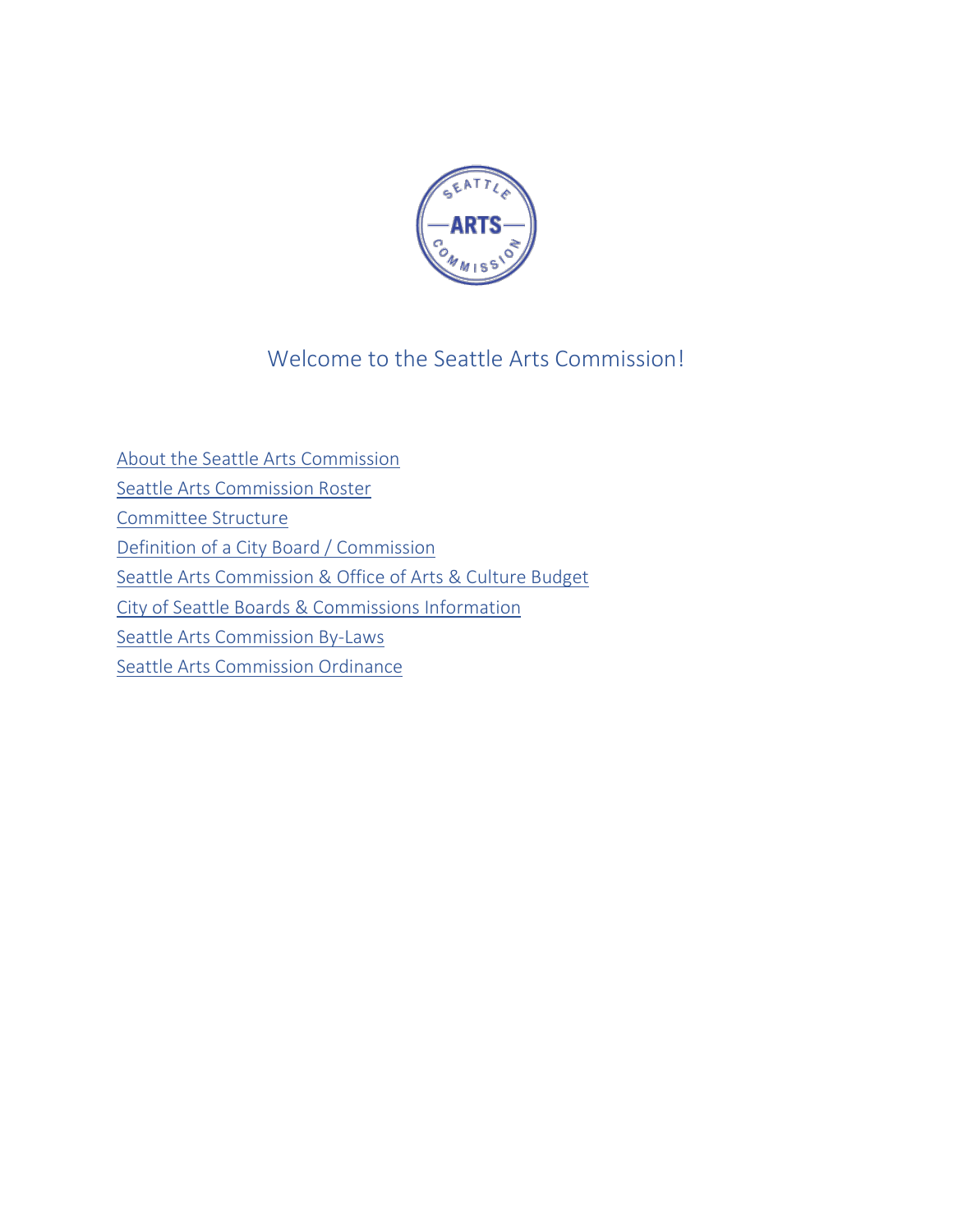# Welcome to the Seattle Arts Commission!

- About the Seattle Arts Commission
- Seattle Arts Commission Roster
- Committee Structure
- Definition of a City Board / Commission
- Seattle Arts Commission & Office of Arts & Culture Budget
- City of Seattle Boards & Commissions Information
- Seattle Arts Commission By-Laws
- Seattle Arts Commission Ordinance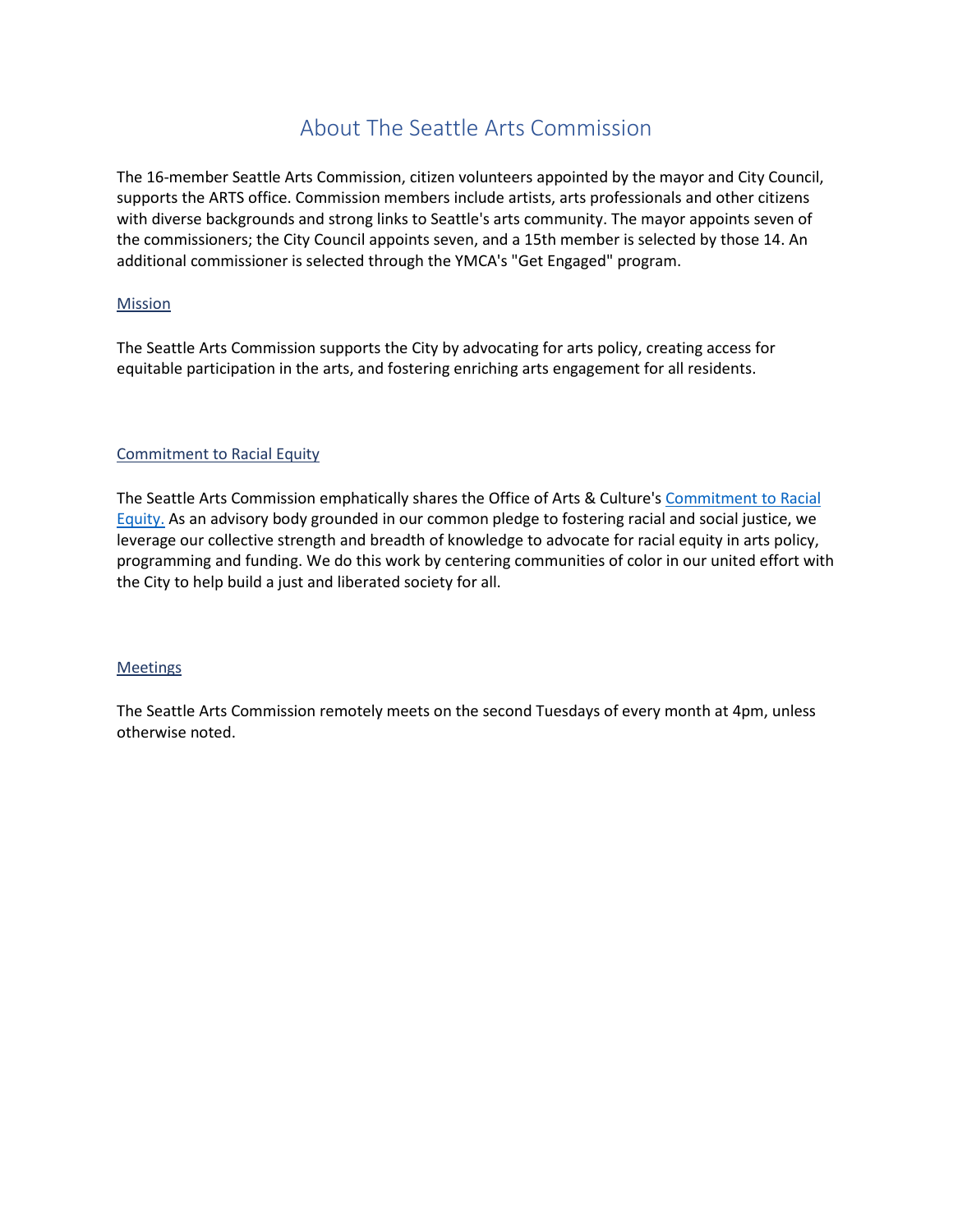# About The Seattle Arts Commission

The 16-member Seattle Arts Commission, citizen volunteers appointed by the mayor and City Council, supports the ARTS office. Commission members include artists, arts professionals and other citizens with diverse backgrounds and strong links to Seattle's arts community. The mayor appoints seven of the commissioners; the City Council appoints seven, and a 15th member is selected by those 14. An additional commissioner is selected through the YMCA's "Get Engaged" program.

## Mission

The Seattle Arts Commission supports the City by advocating for arts policy, creating access for equitable participation in the arts, and fostering enriching arts engagement for all residents.

## Commitment to Racial Equity

The Seattle Arts Commission emphatically shares the Office of Arts & Culture's Commitment to Racial Equity. As an advisory body grounded in our common pledge to fostering racial and social justice, we leverage our collective strength and breadth of knowledge to advocate for racial equity in arts policy, programming and funding. We do this work by centering communities of color in our united effort with the City to help build a just and liberated society for all.

## Meetings

The Seattle Arts Commission remotely meets on the second Tuesdays of every month at 4pm, unless otherwise noted.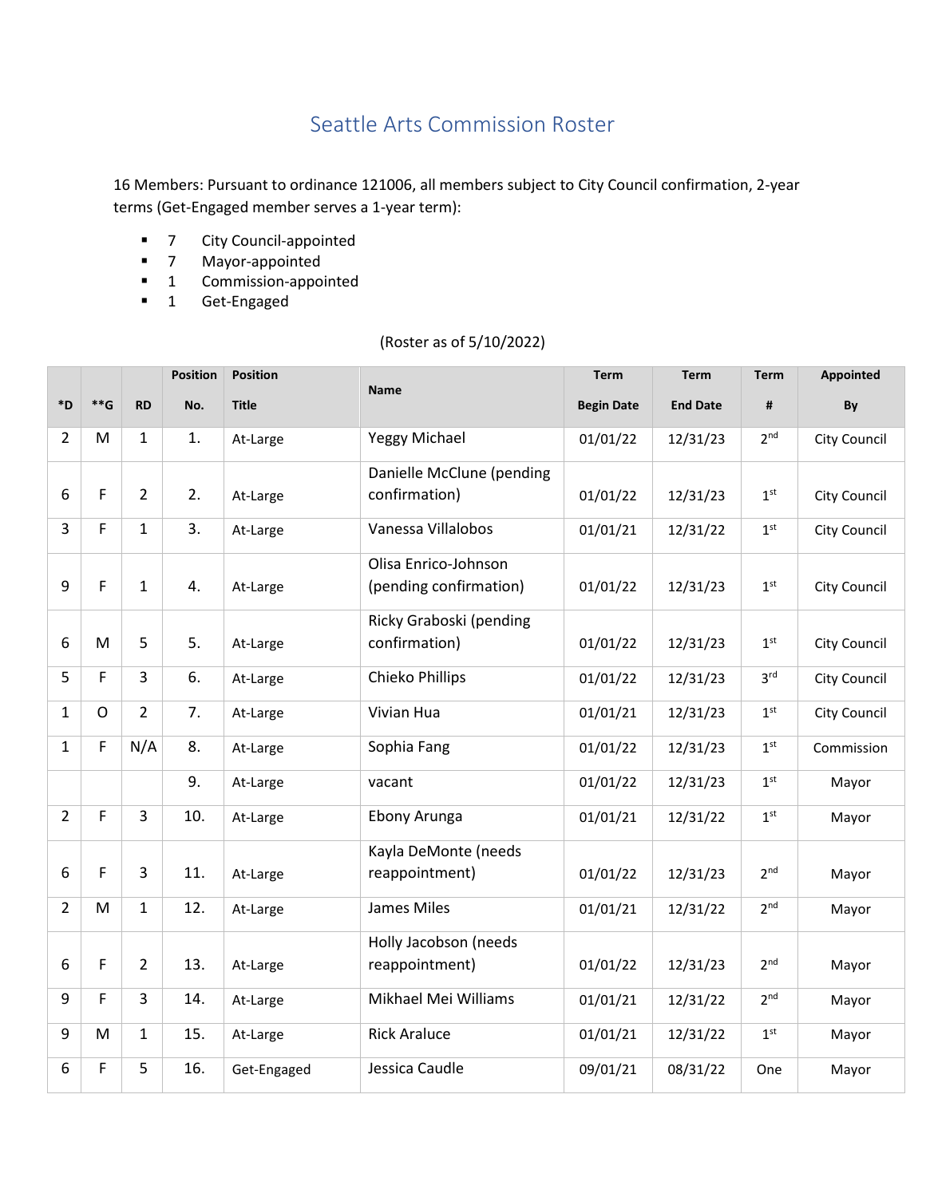# Seattle Arts Commission Roster

16 Members: Pursuant to ordinance 121006, all members subject to City Council confirmation, 2-year terms (Get-Engaged member serves a 1-year term):

- 7 City Council-appointed
- 7 Mayor-appointed
- 1 Commission-appointed
- 1 Get-Engaged

(Roster as of 5/10/2022)

| *D | **G | RD | Position No. | Position Title | Name | Term Begin Date | Term End Date | Term # | Appointed By |
|---|---|---|---|---|---|---|---|---|---|
| 2 | M | 1 | 1. | At-Large | Yeggy Michael | 01/01/22 | 12/31/23 | 2nd | City Council |
| 6 | F | 2 | 2. | At-Large | Danielle McClune (pending confirmation) | 01/01/22 | 12/31/23 | 1st | City Council |
| 3 | F | 1 | 3. | At-Large | Vanessa Villalobos | 01/01/21 | 12/31/22 | 1st | City Council |
| 9 | F | 1 | 4. | At-Large | Olisa Enrico-Johnson (pending confirmation) | 01/01/22 | 12/31/23 | 1st | City Council |
| 6 | M | 5 | 5. | At-Large | Ricky Graboski (pending confirmation) | 01/01/22 | 12/31/23 | 1st | City Council |
| 5 | F | 3 | 6. | At-Large | Chieko Phillips | 01/01/22 | 12/31/23 | 3rd | City Council |
| 1 | O | 2 | 7. | At-Large | Vivian Hua | 01/01/21 | 12/31/23 | 1st | City Council |
| 1 | F | N/A | 8. | At-Large | Sophia Fang | 01/01/22 | 12/31/23 | 1st | Commission |
| | | | 9. | At-Large | vacant | 01/01/22 | 12/31/23 | 1st | Mayor |
| 2 | F | 3 | 10. | At-Large | Ebony Arunga | 01/01/21 | 12/31/22 | 1st | Mayor |
| 6 | F | 3 | 11. | At-Large | Kayla DeMonte (needs reappointment) | 01/01/22 | 12/31/23 | 2nd | Mayor |
| 2 | M | 1 | 12. | At-Large | James Miles | 01/01/21 | 12/31/22 | 2nd | Mayor |
| 6 | F | 2 | 13. | At-Large | Holly Jacobson (needs reappointment) | 01/01/22 | 12/31/23 | 2nd | Mayor |
| 9 | F | 3 | 14. | At-Large | Mikhael Mei Williams | 01/01/21 | 12/31/22 | 2nd | Mayor |
| 9 | M | 1 | 15. | At-Large | Rick Araluce | 01/01/21 | 12/31/22 | 1st | Mayor |
| 6 | F | 5 | 16. | Get-Engaged | Jessica Caudle | 09/01/21 | 08/31/22 | One | Mayor |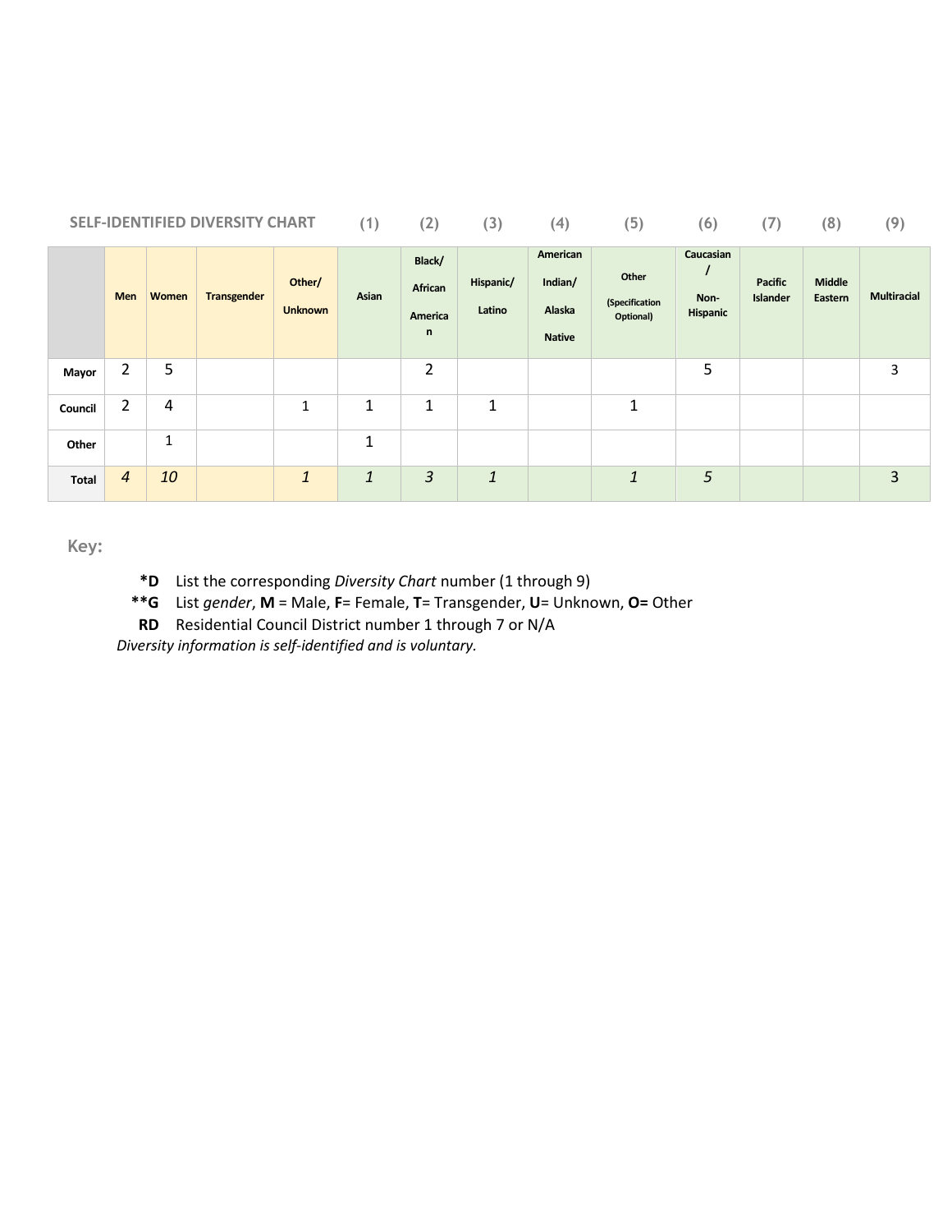**SELF-IDENTIFIED DIVERSITY CHART**

| | Men | Women | Transgender | Other/ Unknown | (1) Asian | (2) Black/ African American | (3) Hispanic/ Latino | (4) American Indian/ Alaska Native | (5) Other (Specification Optional) | (6) Caucasian / Non-Hispanic | (7) Pacific Islander | (8) Middle Eastern | (9) Multiracial |
|---|---|---|---|---|---|---|---|---|---|---|---|---|---|
| **Mayor** | 2 | 5 | | | | 2 | | | | 5 | | | 3 |
| **Council** | 2 | 4 | | 1 | 1 | 1 | 1 | | 1 | | | | |
| **Other** | | 1 | | | 1 | | | | | | | | |
| **Total** | *4* | *10* | | *1* | *1* | *3* | *1* | | *1* | *5* | | | 3 |

**Key:**

**\*D** List the corresponding *Diversity Chart* number (1 through 9)
**\*\*G** List *gender*, **M** = Male, **F**= Female, **T**= Transgender, **U**= Unknown, **O=** Other
**RD** Residential Council District number 1 through 7 or N/A
*Diversity information is self-identified and is voluntary.*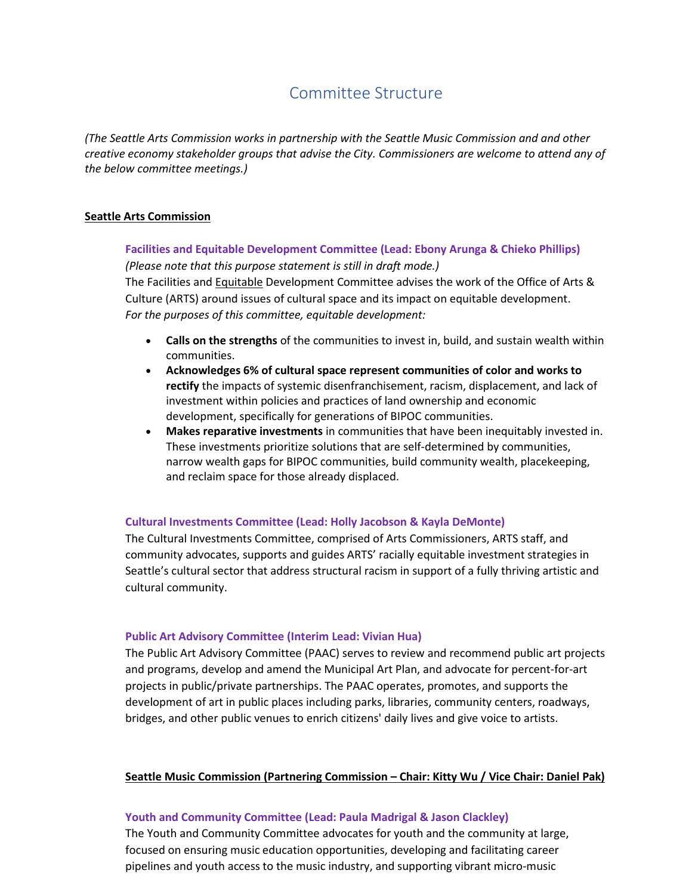# Committee Structure

*(The Seattle Arts Commission works in partnership with the Seattle Music Commission and and other creative economy stakeholder groups that advise the City. Commissioners are welcome to attend any of the below committee meetings.)*

**Seattle Arts Commission**

### Facilities and Equitable Development Committee (Lead: Ebony Arunga & Chieko Phillips)

*(Please note that this purpose statement is still in draft mode.)*

The Facilities and Equitable Development Committee advises the work of the Office of Arts & Culture (ARTS) around issues of cultural space and its impact on equitable development.

*For the purposes of this committee, equitable development:*

- **Calls on the strengths** of the communities to invest in, build, and sustain wealth within communities.
- **Acknowledges 6% of cultural space represent communities of color and works to rectify** the impacts of systemic disenfranchisement, racism, displacement, and lack of investment within policies and practices of land ownership and economic development, specifically for generations of BIPOC communities.
- **Makes reparative investments** in communities that have been inequitably invested in. These investments prioritize solutions that are self-determined by communities, narrow wealth gaps for BIPOC communities, build community wealth, placekeeping, and reclaim space for those already displaced.

### Cultural Investments Committee (Lead: Holly Jacobson & Kayla DeMonte)

The Cultural Investments Committee, comprised of Arts Commissioners, ARTS staff, and community advocates, supports and guides ARTS' racially equitable investment strategies in Seattle's cultural sector that address structural racism in support of a fully thriving artistic and cultural community.

### Public Art Advisory Committee (Interim Lead: Vivian Hua)

The Public Art Advisory Committee (PAAC) serves to review and recommend public art projects and programs, develop and amend the Municipal Art Plan, and advocate for percent-for-art projects in public/private partnerships. The PAAC operates, promotes, and supports the development of art in public places including parks, libraries, community centers, roadways, bridges, and other public venues to enrich citizens' daily lives and give voice to artists.

**Seattle Music Commission (Partnering Commission – Chair: Kitty Wu / Vice Chair: Daniel Pak)**

### Youth and Community Committee (Lead: Paula Madrigal & Jason Clackley)

The Youth and Community Committee advocates for youth and the community at large, focused on ensuring music education opportunities, developing and facilitating career pipelines and youth access to the music industry, and supporting vibrant micro-music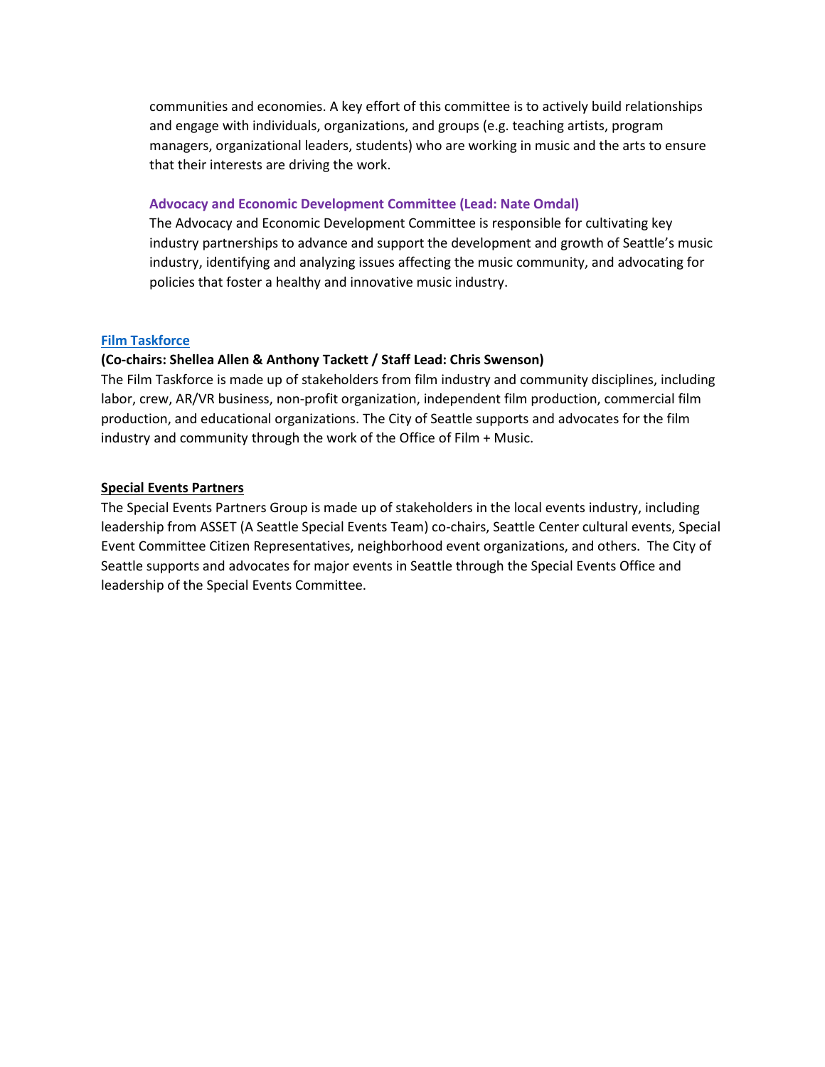communities and economies. A key effort of this committee is to actively build relationships and engage with individuals, organizations, and groups (e.g. teaching artists, program managers, organizational leaders, students) who are working in music and the arts to ensure that their interests are driving the work.

**Advocacy and Economic Development Committee (Lead: Nate Omdal)**

The Advocacy and Economic Development Committee is responsible for cultivating key industry partnerships to advance and support the development and growth of Seattle's music industry, identifying and analyzing issues affecting the music community, and advocating for policies that foster a healthy and innovative music industry.

**Film Taskforce**

**(Co-chairs: Shellea Allen & Anthony Tackett / Staff Lead: Chris Swenson)**

The Film Taskforce is made up of stakeholders from film industry and community disciplines, including labor, crew, AR/VR business, non-profit organization, independent film production, commercial film production, and educational organizations. The City of Seattle supports and advocates for the film industry and community through the work of the Office of Film + Music.

**Special Events Partners**

The Special Events Partners Group is made up of stakeholders in the local events industry, including leadership from ASSET (A Seattle Special Events Team) co-chairs, Seattle Center cultural events, Special Event Committee Citizen Representatives, neighborhood event organizations, and others. The City of Seattle supports and advocates for major events in Seattle through the Special Events Office and leadership of the Special Events Committee.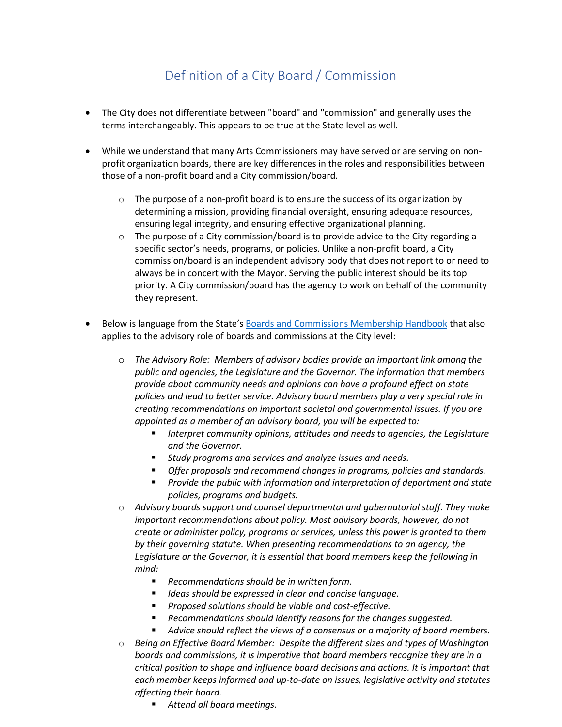# Definition of a City Board / Commission

- The City does not differentiate between "board" and "commission" and generally uses the terms interchangeably. This appears to be true at the State level as well.

- While we understand that many Arts Commissioners may have served or are serving on non-profit organization boards, there are key differences in the roles and responsibilities between those of a non-profit board and a City commission/board.
  - The purpose of a non-profit board is to ensure the success of its organization by determining a mission, providing financial oversight, ensuring adequate resources, ensuring legal integrity, and ensuring effective organizational planning.
  - The purpose of a City commission/board is to provide advice to the City regarding a specific sector's needs, programs, or policies. Unlike a non-profit board, a City commission/board is an independent advisory body that does not report to or need to always be in concert with the Mayor. Serving the public interest should be its top priority. A City commission/board has the agency to work on behalf of the community they represent.

- Below is language from the State's [Boards and Commissions Membership Handbook]() that also applies to the advisory role of boards and commissions at the City level:
  - *The Advisory Role: Members of advisory bodies provide an important link among the public and agencies, the Legislature and the Governor. The information that members provide about community needs and opinions can have a profound effect on state policies and lead to better service. Advisory board members play a very special role in creating recommendations on important societal and governmental issues. If you are appointed as a member of an advisory board, you will be expected to:*
    - *Interpret community opinions, attitudes and needs to agencies, the Legislature and the Governor.*
    - *Study programs and services and analyze issues and needs.*
    - *Offer proposals and recommend changes in programs, policies and standards.*
    - *Provide the public with information and interpretation of department and state policies, programs and budgets.*
  - *Advisory boards support and counsel departmental and gubernatorial staff. They make important recommendations about policy. Most advisory boards, however, do not create or administer policy, programs or services, unless this power is granted to them by their governing statute. When presenting recommendations to an agency, the Legislature or the Governor, it is essential that board members keep the following in mind:*
    - *Recommendations should be in written form.*
    - *Ideas should be expressed in clear and concise language.*
    - *Proposed solutions should be viable and cost-effective.*
    - *Recommendations should identify reasons for the changes suggested.*
    - *Advice should reflect the views of a consensus or a majority of board members.*
  - *Being an Effective Board Member: Despite the different sizes and types of Washington boards and commissions, it is imperative that board members recognize they are in a critical position to shape and influence board decisions and actions. It is important that each member keeps informed and up-to-date on issues, legislative activity and statutes affecting their board.*
    - *Attend all board meetings.*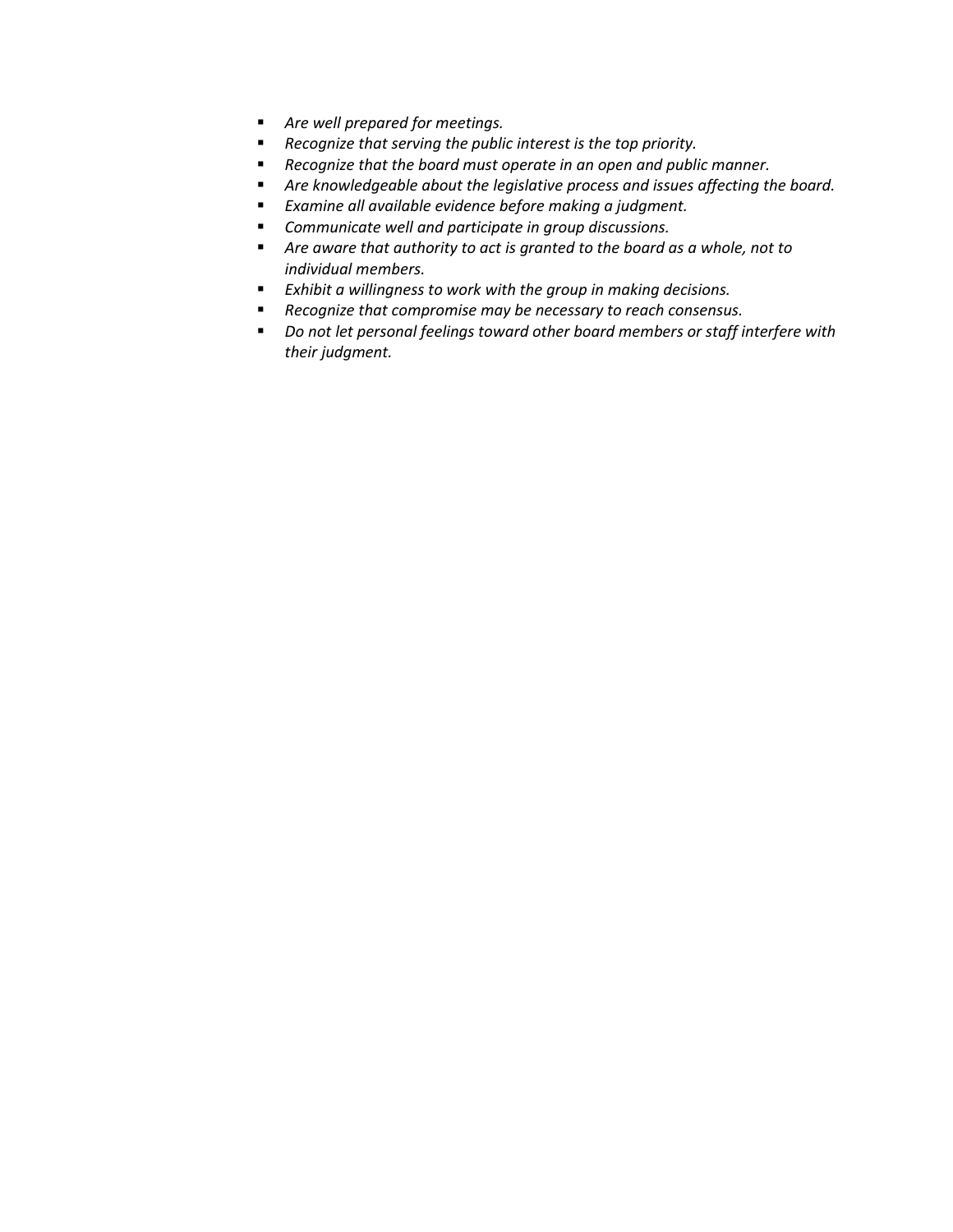- *Are well prepared for meetings.*
- *Recognize that serving the public interest is the top priority.*
- *Recognize that the board must operate in an open and public manner.*
- *Are knowledgeable about the legislative process and issues affecting the board.*
- *Examine all available evidence before making a judgment.*
- *Communicate well and participate in group discussions.*
- *Are aware that authority to act is granted to the board as a whole, not to individual members.*
- *Exhibit a willingness to work with the group in making decisions.*
- *Recognize that compromise may be necessary to reach consensus.*
- *Do not let personal feelings toward other board members or staff interfere with their judgment.*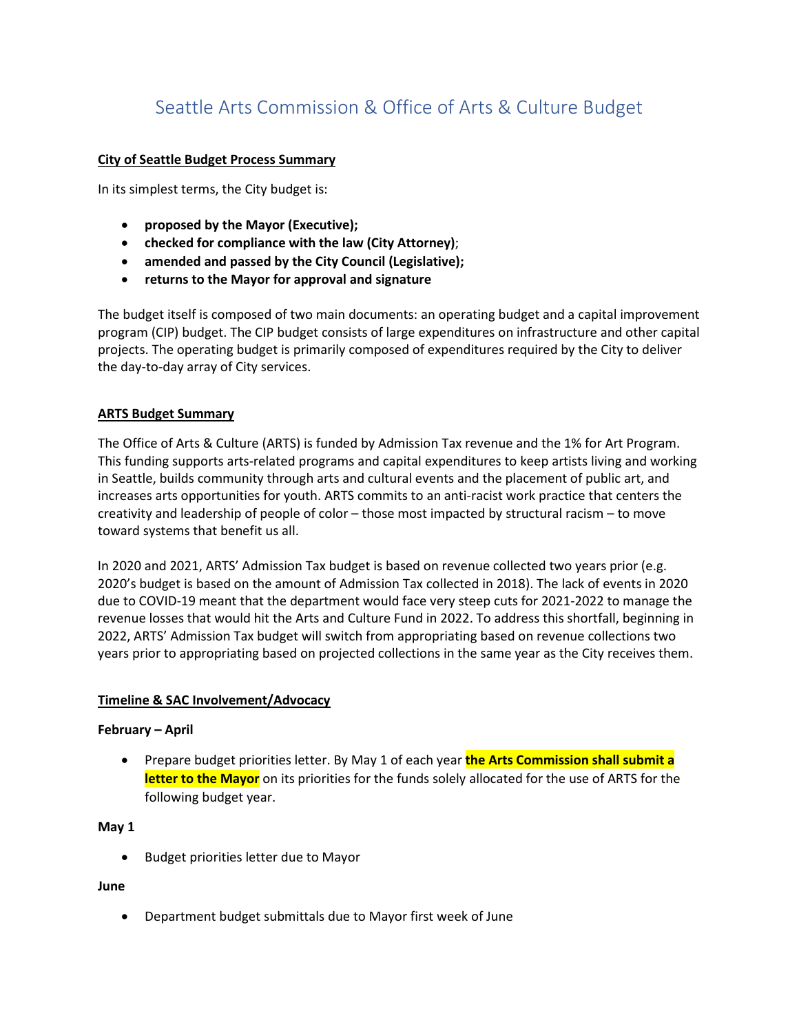# Seattle Arts Commission & Office of Arts & Culture Budget

**City of Seattle Budget Process Summary**

In its simplest terms, the City budget is:

- **proposed by the Mayor (Executive);**
- **checked for compliance with the law (City Attorney)**;
- **amended and passed by the City Council (Legislative);**
- **returns to the Mayor for approval and signature**

The budget itself is composed of two main documents: an operating budget and a capital improvement program (CIP) budget. The CIP budget consists of large expenditures on infrastructure and other capital projects. The operating budget is primarily composed of expenditures required by the City to deliver the day-to-day array of City services.

**ARTS Budget Summary**

The Office of Arts & Culture (ARTS) is funded by Admission Tax revenue and the 1% for Art Program. This funding supports arts-related programs and capital expenditures to keep artists living and working in Seattle, builds community through arts and cultural events and the placement of public art, and increases arts opportunities for youth. ARTS commits to an anti-racist work practice that centers the creativity and leadership of people of color – those most impacted by structural racism – to move toward systems that benefit us all.

In 2020 and 2021, ARTS' Admission Tax budget is based on revenue collected two years prior (e.g. 2020's budget is based on the amount of Admission Tax collected in 2018). The lack of events in 2020 due to COVID-19 meant that the department would face very steep cuts for 2021-2022 to manage the revenue losses that would hit the Arts and Culture Fund in 2022. To address this shortfall, beginning in 2022, ARTS' Admission Tax budget will switch from appropriating based on revenue collections two years prior to appropriating based on projected collections in the same year as the City receives them.

**Timeline & SAC Involvement/Advocacy**

**February – April**

- Prepare budget priorities letter. By May 1 of each year **the Arts Commission shall submit a letter to the Mayor** on its priorities for the funds solely allocated for the use of ARTS for the following budget year.

**May 1**

- Budget priorities letter due to Mayor

**June**

- Department budget submittals due to Mayor first week of June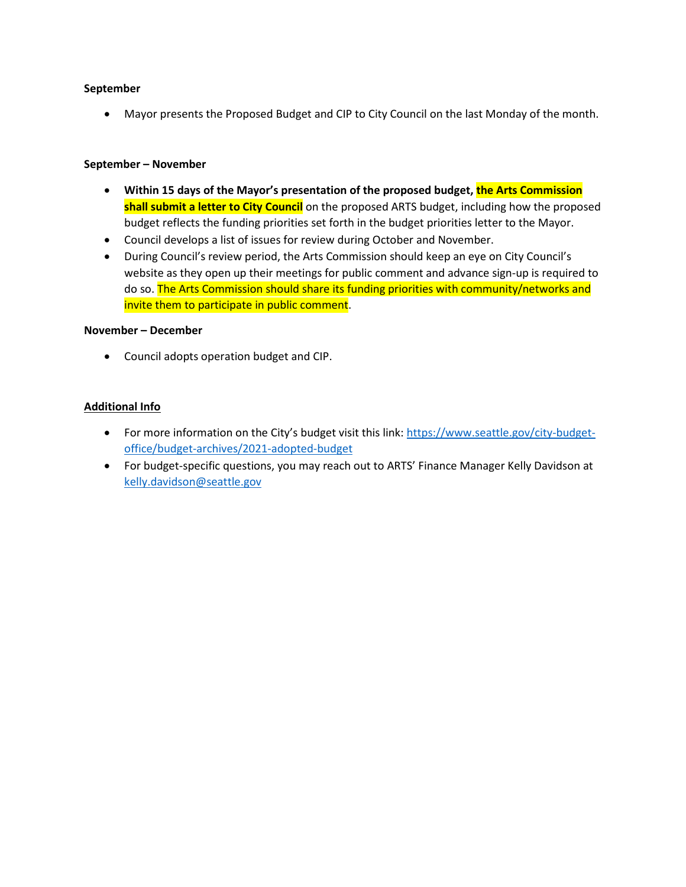**September**

- Mayor presents the Proposed Budget and CIP to City Council on the last Monday of the month.

**September – November**

- **Within 15 days of the Mayor's presentation of the proposed budget, the Arts Commission shall submit a letter to City Council** on the proposed ARTS budget, including how the proposed budget reflects the funding priorities set forth in the budget priorities letter to the Mayor.
- Council develops a list of issues for review during October and November.
- During Council's review period, the Arts Commission should keep an eye on City Council's website as they open up their meetings for public comment and advance sign-up is required to do so. The Arts Commission should share its funding priorities with community/networks and invite them to participate in public comment.

**November – December**

- Council adopts operation budget and CIP.

**Additional Info**

- For more information on the City's budget visit this link: [https://www.seattle.gov/city-budget-office/budget-archives/2021-adopted-budget](https://www.seattle.gov/city-budget-office/budget-archives/2021-adopted-budget)
- For budget-specific questions, you may reach out to ARTS' Finance Manager Kelly Davidson at [kelly.davidson@seattle.gov](mailto:kelly.davidson@seattle.gov)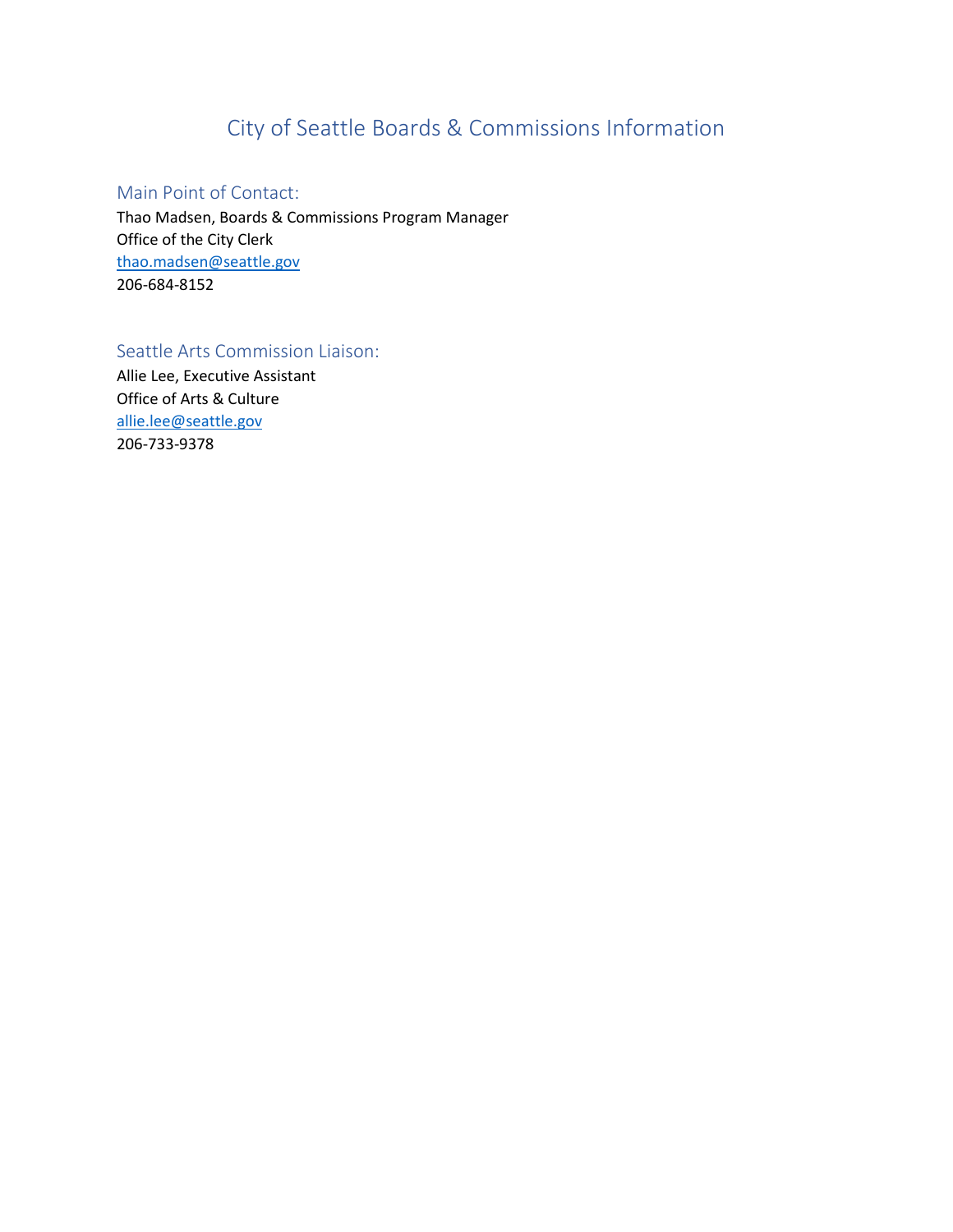# City of Seattle Boards & Commissions Information

## Main Point of Contact:

Thao Madsen, Boards & Commissions Program Manager
Office of the City Clerk
thao.madsen@seattle.gov
206-684-8152

## Seattle Arts Commission Liaison:

Allie Lee, Executive Assistant
Office of Arts & Culture
allie.lee@seattle.gov
206-733-9378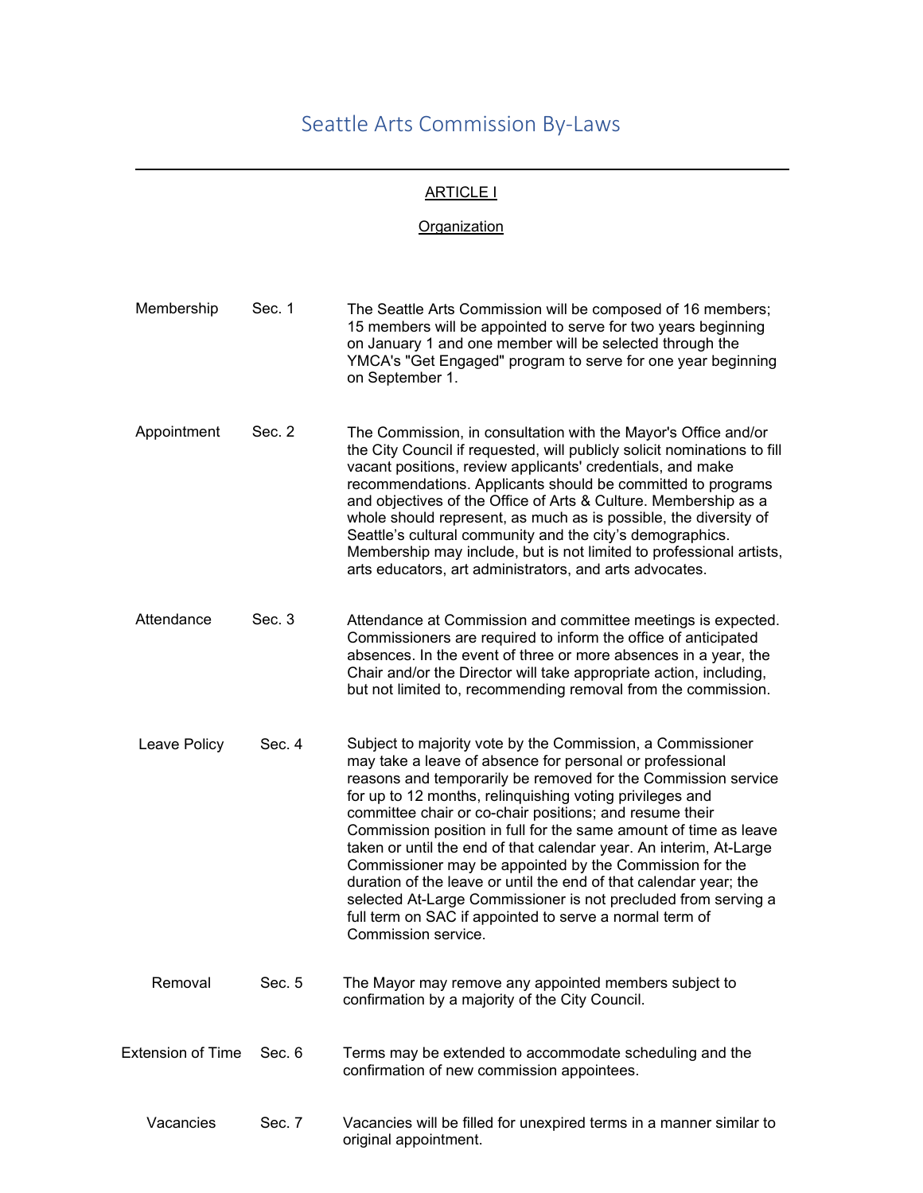# Seattle Arts Commission By-Laws

## ARTICLE I

### Organization

| | | |
|---|---|---|
| Membership | Sec. 1 | The Seattle Arts Commission will be composed of 16 members; 15 members will be appointed to serve for two years beginning on January 1 and one member will be selected through the YMCA's "Get Engaged" program to serve for one year beginning on September 1. |
| Appointment | Sec. 2 | The Commission, in consultation with the Mayor's Office and/or the City Council if requested, will publicly solicit nominations to fill vacant positions, review applicants' credentials, and make recommendations. Applicants should be committed to programs and objectives of the Office of Arts & Culture. Membership as a whole should represent, as much as is possible, the diversity of Seattle's cultural community and the city's demographics. Membership may include, but is not limited to professional artists, arts educators, art administrators, and arts advocates. |
| Attendance | Sec. 3 | Attendance at Commission and committee meetings is expected. Commissioners are required to inform the office of anticipated absences. In the event of three or more absences in a year, the Chair and/or the Director will take appropriate action, including, but not limited to, recommending removal from the commission. |
| Leave Policy | Sec. 4 | Subject to majority vote by the Commission, a Commissioner may take a leave of absence for personal or professional reasons and temporarily be removed for the Commission service for up to 12 months, relinquishing voting privileges and committee chair or co-chair positions; and resume their Commission position in full for the same amount of time as leave taken or until the end of that calendar year. An interim, At-Large Commissioner may be appointed by the Commission for the duration of the leave or until the end of that calendar year; the selected At-Large Commissioner is not precluded from serving a full term on SAC if appointed to serve a normal term of Commission service. |
| Removal | Sec. 5 | The Mayor may remove any appointed members subject to confirmation by a majority of the City Council. |
| Extension of Time | Sec. 6 | Terms may be extended to accommodate scheduling and the confirmation of new commission appointees. |
| Vacancies | Sec. 7 | Vacancies will be filled for unexpired terms in a manner similar to original appointment. |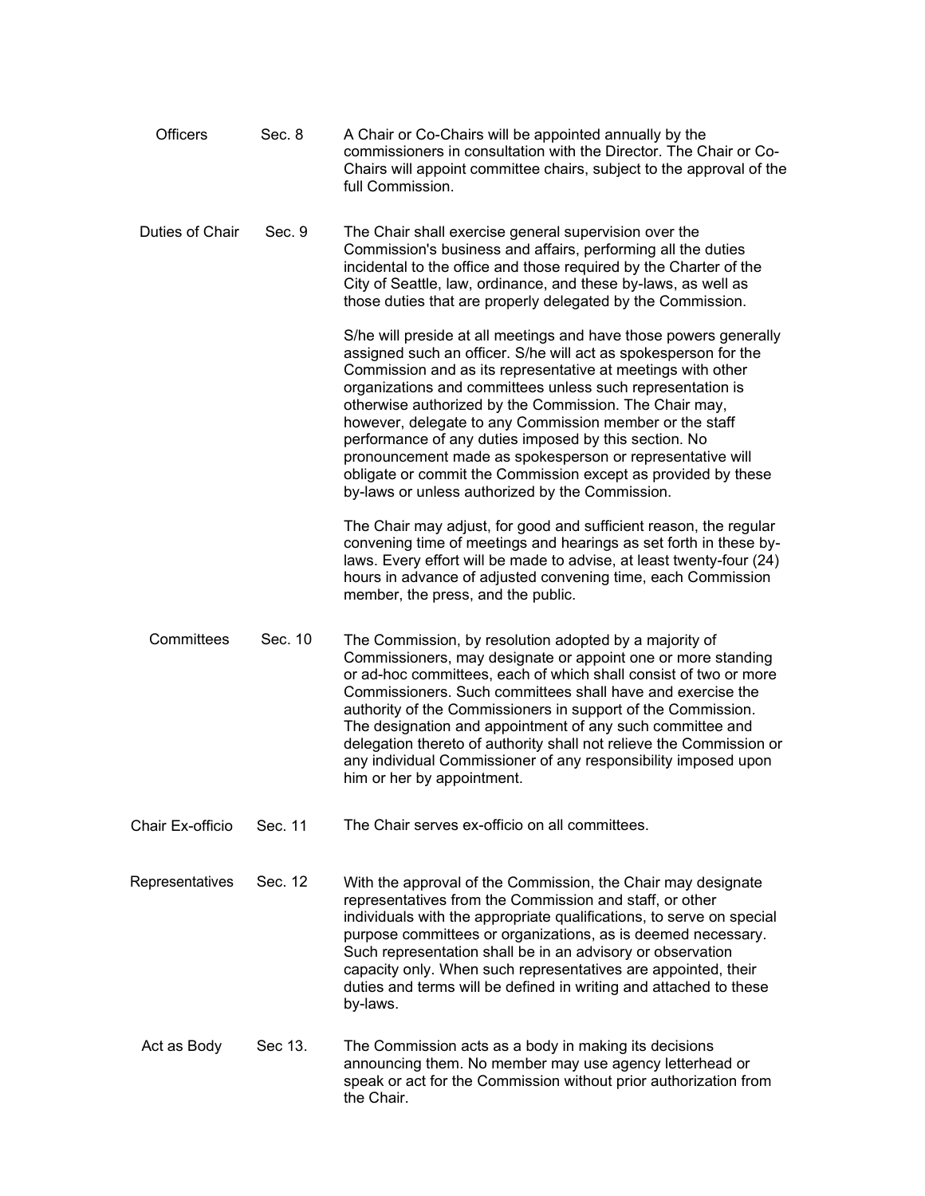**Officers** **Sec. 8**

A Chair or Co-Chairs will be appointed annually by the commissioners in consultation with the Director. The Chair or Co-Chairs will appoint committee chairs, subject to the approval of the full Commission.

**Duties of Chair** **Sec. 9**

The Chair shall exercise general supervision over the Commission's business and affairs, performing all the duties incidental to the office and those required by the Charter of the City of Seattle, law, ordinance, and these by-laws, as well as those duties that are properly delegated by the Commission.

S/he will preside at all meetings and have those powers generally assigned such an officer. S/he will act as spokesperson for the Commission and as its representative at meetings with other organizations and committees unless such representation is otherwise authorized by the Commission. The Chair may, however, delegate to any Commission member or the staff performance of any duties imposed by this section. No pronouncement made as spokesperson or representative will obligate or commit the Commission except as provided by these by-laws or unless authorized by the Commission.

The Chair may adjust, for good and sufficient reason, the regular convening time of meetings and hearings as set forth in these by-laws. Every effort will be made to advise, at least twenty-four (24) hours in advance of adjusted convening time, each Commission member, the press, and the public.

**Committees** **Sec. 10**

The Commission, by resolution adopted by a majority of Commissioners, may designate or appoint one or more standing or ad-hoc committees, each of which shall consist of two or more Commissioners. Such committees shall have and exercise the authority of the Commissioners in support of the Commission. The designation and appointment of any such committee and delegation thereto of authority shall not relieve the Commission or any individual Commissioner of any responsibility imposed upon him or her by appointment.

**Chair Ex-officio** **Sec. 11**

The Chair serves ex-officio on all committees.

**Representatives** **Sec. 12**

With the approval of the Commission, the Chair may designate representatives from the Commission and staff, or other individuals with the appropriate qualifications, to serve on special purpose committees or organizations, as is deemed necessary. Such representation shall be in an advisory or observation capacity only. When such representatives are appointed, their duties and terms will be defined in writing and attached to these by-laws.

**Act as Body** **Sec 13.**

The Commission acts as a body in making its decisions announcing them. No member may use agency letterhead or speak or act for the Commission without prior authorization from the Chair.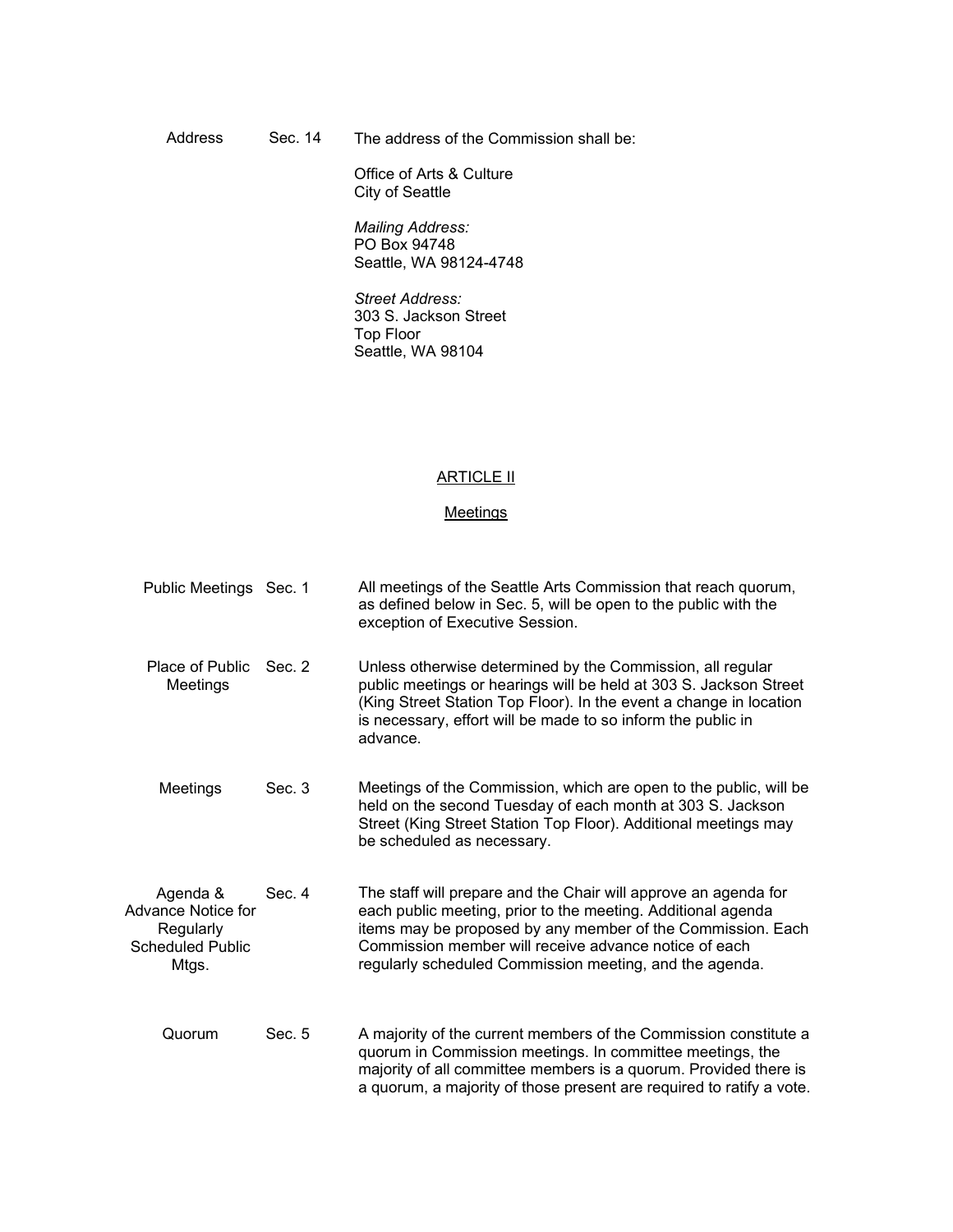| | | |
|---|---|---|
| Address | Sec. 14 | The address of the Commission shall be:<br><br>Office of Arts & Culture<br>City of Seattle<br><br>*Mailing Address:*<br>PO Box 94748<br>Seattle, WA 98124-4748<br><br>*Street Address:*<br>303 S. Jackson Street<br>Top Floor<br>Seattle, WA 98104 |

## ARTICLE II

## Meetings

| | | |
|---|---|---|
| Public Meetings | Sec. 1 | All meetings of the Seattle Arts Commission that reach quorum, as defined below in Sec. 5, will be open to the public with the exception of Executive Session. |
| Place of Public Meetings | Sec. 2 | Unless otherwise determined by the Commission, all regular public meetings or hearings will be held at 303 S. Jackson Street (King Street Station Top Floor). In the event a change in location is necessary, effort will be made to so inform the public in advance. |
| Meetings | Sec. 3 | Meetings of the Commission, which are open to the public, will be held on the second Tuesday of each month at 303 S. Jackson Street (King Street Station Top Floor). Additional meetings may be scheduled as necessary. |
| Agenda & Advance Notice for Regularly Scheduled Public Mtgs. | Sec. 4 | The staff will prepare and the Chair will approve an agenda for each public meeting, prior to the meeting. Additional agenda items may be proposed by any member of the Commission. Each Commission member will receive advance notice of each regularly scheduled Commission meeting, and the agenda. |
| Quorum | Sec. 5 | A majority of the current members of the Commission constitute a quorum in Commission meetings. In committee meetings, the majority of all committee members is a quorum. Provided there is a quorum, a majority of those present are required to ratify a vote. |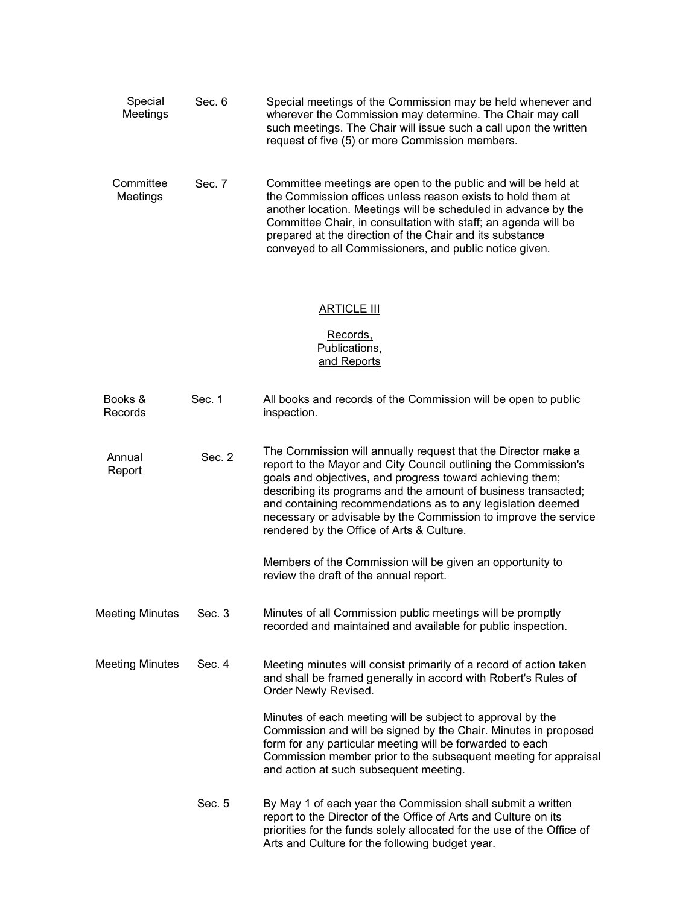**Special Meetings** — **Sec. 6** Special meetings of the Commission may be held whenever and wherever the Commission may determine. The Chair may call such meetings. The Chair will issue such a call upon the written request of five (5) or more Commission members.

**Committee Meetings** — **Sec. 7** Committee meetings are open to the public and will be held at the Commission offices unless reason exists to hold them at another location. Meetings will be scheduled in advance by the Committee Chair, in consultation with staff; an agenda will be prepared at the direction of the Chair and its substance conveyed to all Commissioners, and public notice given.

## ARTICLE III

### Records, Publications, and Reports

**Books & Records** — **Sec. 1** All books and records of the Commission will be open to public inspection.

**Annual Report** — **Sec. 2** The Commission will annually request that the Director make a report to the Mayor and City Council outlining the Commission's goals and objectives, and progress toward achieving them; describing its programs and the amount of business transacted; and containing recommendations as to any legislation deemed necessary or advisable by the Commission to improve the service rendered by the Office of Arts & Culture.

Members of the Commission will be given an opportunity to review the draft of the annual report.

**Meeting Minutes** — **Sec. 3** Minutes of all Commission public meetings will be promptly recorded and maintained and available for public inspection.

**Meeting Minutes** — **Sec. 4** Meeting minutes will consist primarily of a record of action taken and shall be framed generally in accord with Robert's Rules of Order Newly Revised.

Minutes of each meeting will be subject to approval by the Commission and will be signed by the Chair. Minutes in proposed form for any particular meeting will be forwarded to each Commission member prior to the subsequent meeting for appraisal and action at such subsequent meeting.

**Sec. 5** By May 1 of each year the Commission shall submit a written report to the Director of the Office of Arts and Culture on its priorities for the funds solely allocated for the use of the Office of Arts and Culture for the following budget year.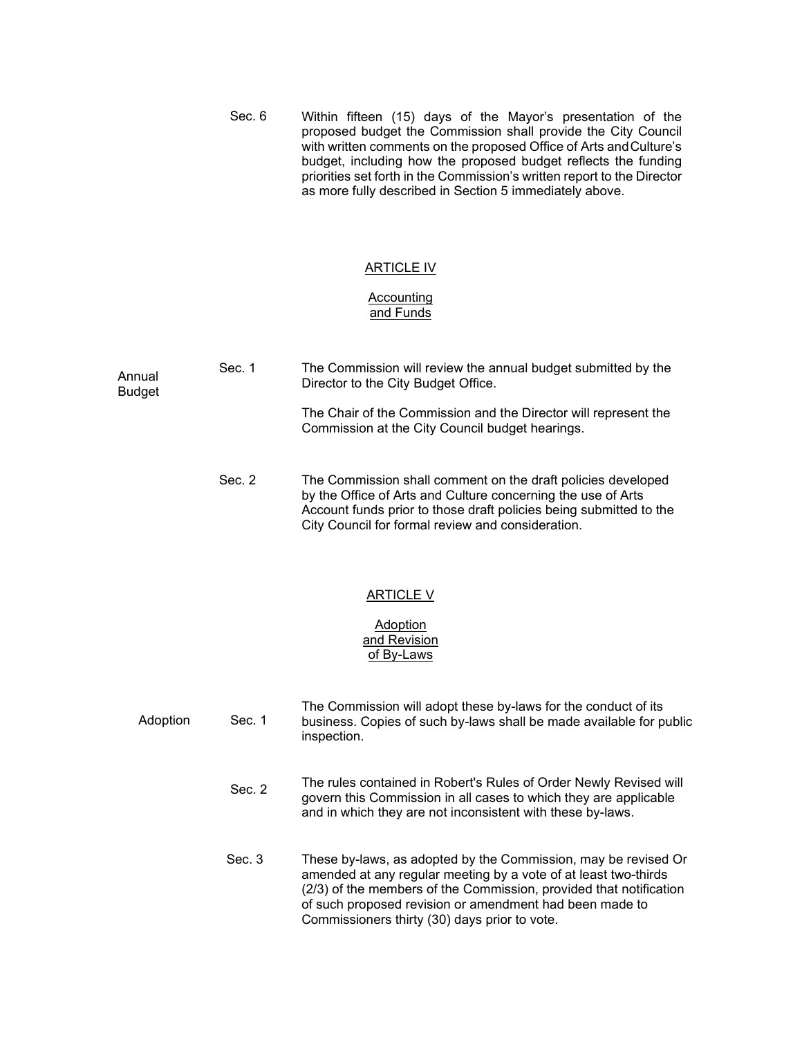Sec. 6 Within fifteen (15) days of the Mayor's presentation of the proposed budget the Commission shall provide the City Council with written comments on the proposed Office of Arts and Culture's budget, including how the proposed budget reflects the funding priorities set forth in the Commission's written report to the Director as more fully described in Section 5 immediately above.

## ARTICLE IV

### Accounting and Funds

Annual Budget

Sec. 1 The Commission will review the annual budget submitted by the Director to the City Budget Office.

The Chair of the Commission and the Director will represent the Commission at the City Council budget hearings.

Sec. 2 The Commission shall comment on the draft policies developed by the Office of Arts and Culture concerning the use of Arts Account funds prior to those draft policies being submitted to the City Council for formal review and consideration.

## ARTICLE V

### Adoption and Revision of By-Laws

Adoption

Sec. 1 The Commission will adopt these by-laws for the conduct of its business. Copies of such by-laws shall be made available for public inspection.

Sec. 2 The rules contained in Robert's Rules of Order Newly Revised will govern this Commission in all cases to which they are applicable and in which they are not inconsistent with these by-laws.

Sec. 3 These by-laws, as adopted by the Commission, may be revised Or amended at any regular meeting by a vote of at least two-thirds (2/3) of the members of the Commission, provided that notification of such proposed revision or amendment had been made to Commissioners thirty (30) days prior to vote.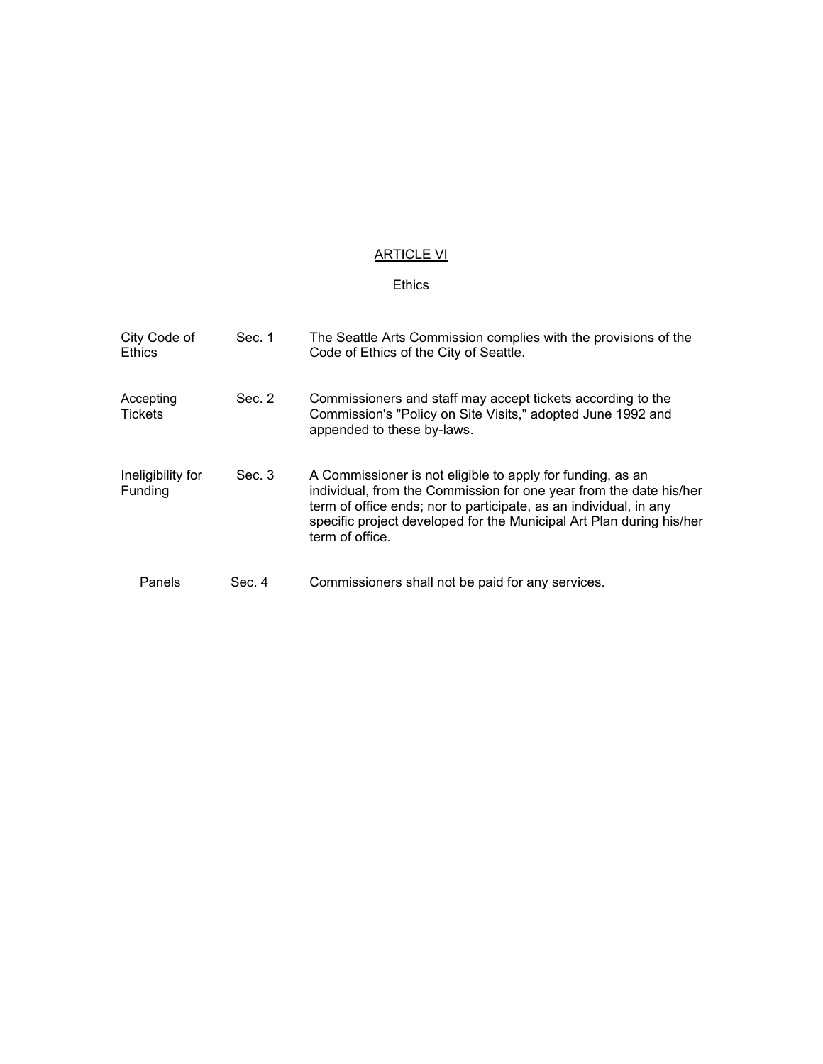## ARTICLE VI

### Ethics

| | | |
|---|---|---|
| City Code of Ethics | Sec. 1 | The Seattle Arts Commission complies with the provisions of the Code of Ethics of the City of Seattle. |
| Accepting Tickets | Sec. 2 | Commissioners and staff may accept tickets according to the Commission's "Policy on Site Visits," adopted June 1992 and appended to these by-laws. |
| Ineligibility for Funding | Sec. 3 | A Commissioner is not eligible to apply for funding, as an individual, from the Commission for one year from the date his/her term of office ends; nor to participate, as an individual, in any specific project developed for the Municipal Art Plan during his/her term of office. |
| Panels | Sec. 4 | Commissioners shall not be paid for any services. |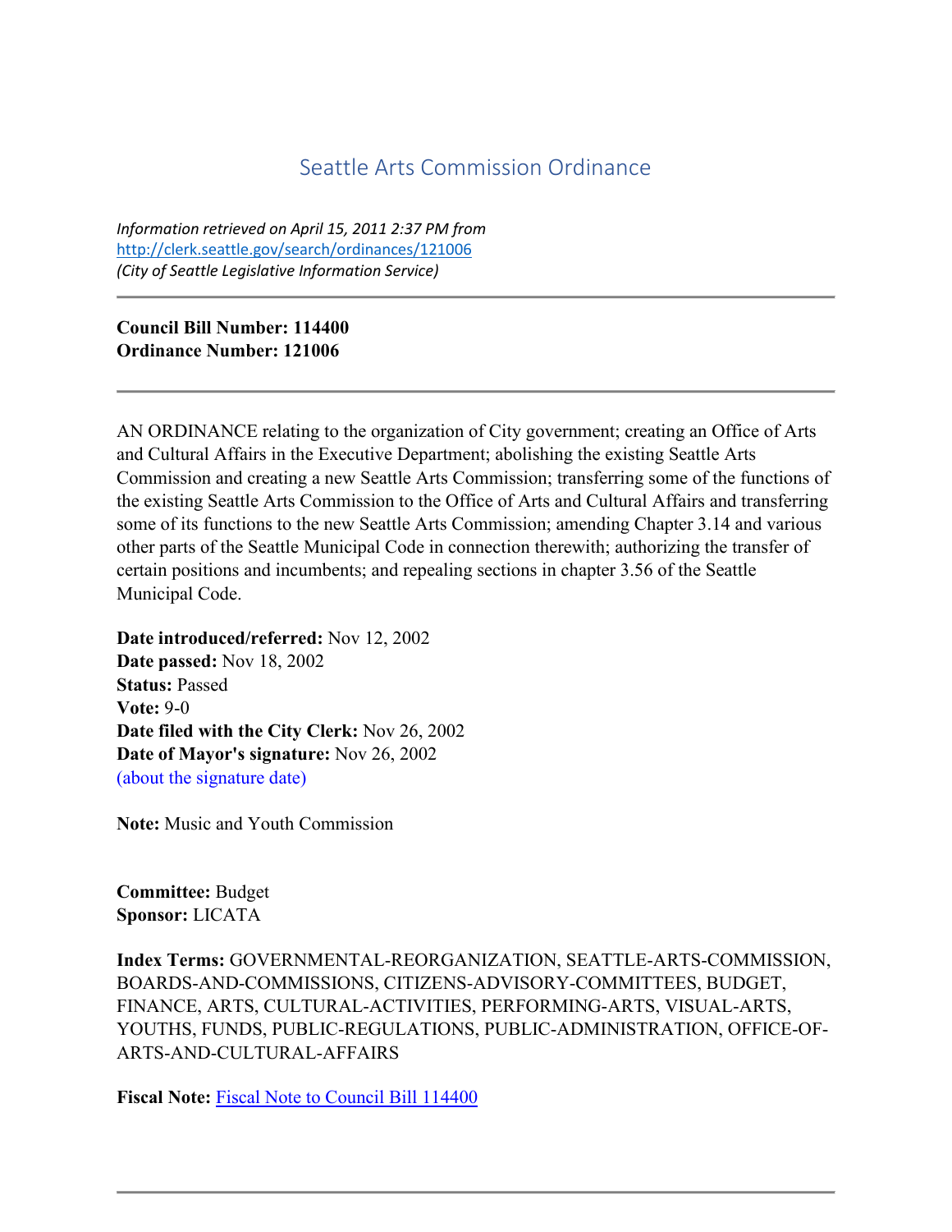# Seattle Arts Commission Ordinance

*Information retrieved on April 15, 2011 2:37 PM from*
http://clerk.seattle.gov/search/ordinances/121006
*(City of Seattle Legislative Information Service)*

---

**Council Bill Number: 114400**
**Ordinance Number: 121006**

---

AN ORDINANCE relating to the organization of City government; creating an Office of Arts and Cultural Affairs in the Executive Department; abolishing the existing Seattle Arts Commission and creating a new Seattle Arts Commission; transferring some of the functions of the existing Seattle Arts Commission to the Office of Arts and Cultural Affairs and transferring some of its functions to the new Seattle Arts Commission; amending Chapter 3.14 and various other parts of the Seattle Municipal Code in connection therewith; authorizing the transfer of certain positions and incumbents; and repealing sections in chapter 3.56 of the Seattle Municipal Code.

**Date introduced/referred:** Nov 12, 2002
**Date passed:** Nov 18, 2002
**Status:** Passed
**Vote:** 9-0
**Date filed with the City Clerk:** Nov 26, 2002
**Date of Mayor's signature:** Nov 26, 2002
(about the signature date)

**Note:** Music and Youth Commission

**Committee:** Budget
**Sponsor:** LICATA

**Index Terms:** GOVERNMENTAL-REORGANIZATION, SEATTLE-ARTS-COMMISSION, BOARDS-AND-COMMISSIONS, CITIZENS-ADVISORY-COMMITTEES, BUDGET, FINANCE, ARTS, CULTURAL-ACTIVITIES, PERFORMING-ARTS, VISUAL-ARTS, YOUTHS, FUNDS, PUBLIC-REGULATIONS, PUBLIC-ADMINISTRATION, OFFICE-OF-ARTS-AND-CULTURAL-AFFAIRS

**Fiscal Note:** Fiscal Note to Council Bill 114400

---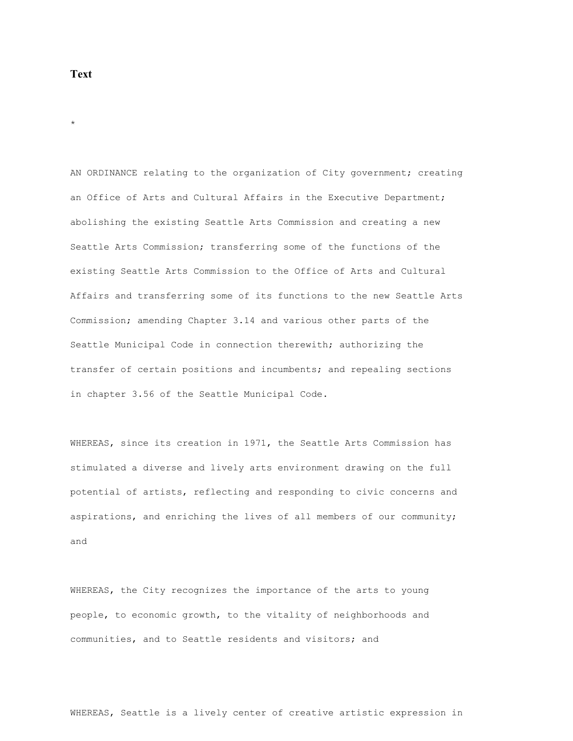**Text**

*

AN ORDINANCE relating to the organization of City government; creating an Office of Arts and Cultural Affairs in the Executive Department; abolishing the existing Seattle Arts Commission and creating a new Seattle Arts Commission; transferring some of the functions of the existing Seattle Arts Commission to the Office of Arts and Cultural Affairs and transferring some of its functions to the new Seattle Arts Commission; amending Chapter 3.14 and various other parts of the Seattle Municipal Code in connection therewith; authorizing the transfer of certain positions and incumbents; and repealing sections in chapter 3.56 of the Seattle Municipal Code.

WHEREAS, since its creation in 1971, the Seattle Arts Commission has stimulated a diverse and lively arts environment drawing on the full potential of artists, reflecting and responding to civic concerns and aspirations, and enriching the lives of all members of our community; and

WHEREAS, the City recognizes the importance of the arts to young people, to economic growth, to the vitality of neighborhoods and communities, and to Seattle residents and visitors; and

WHEREAS, Seattle is a lively center of creative artistic expression in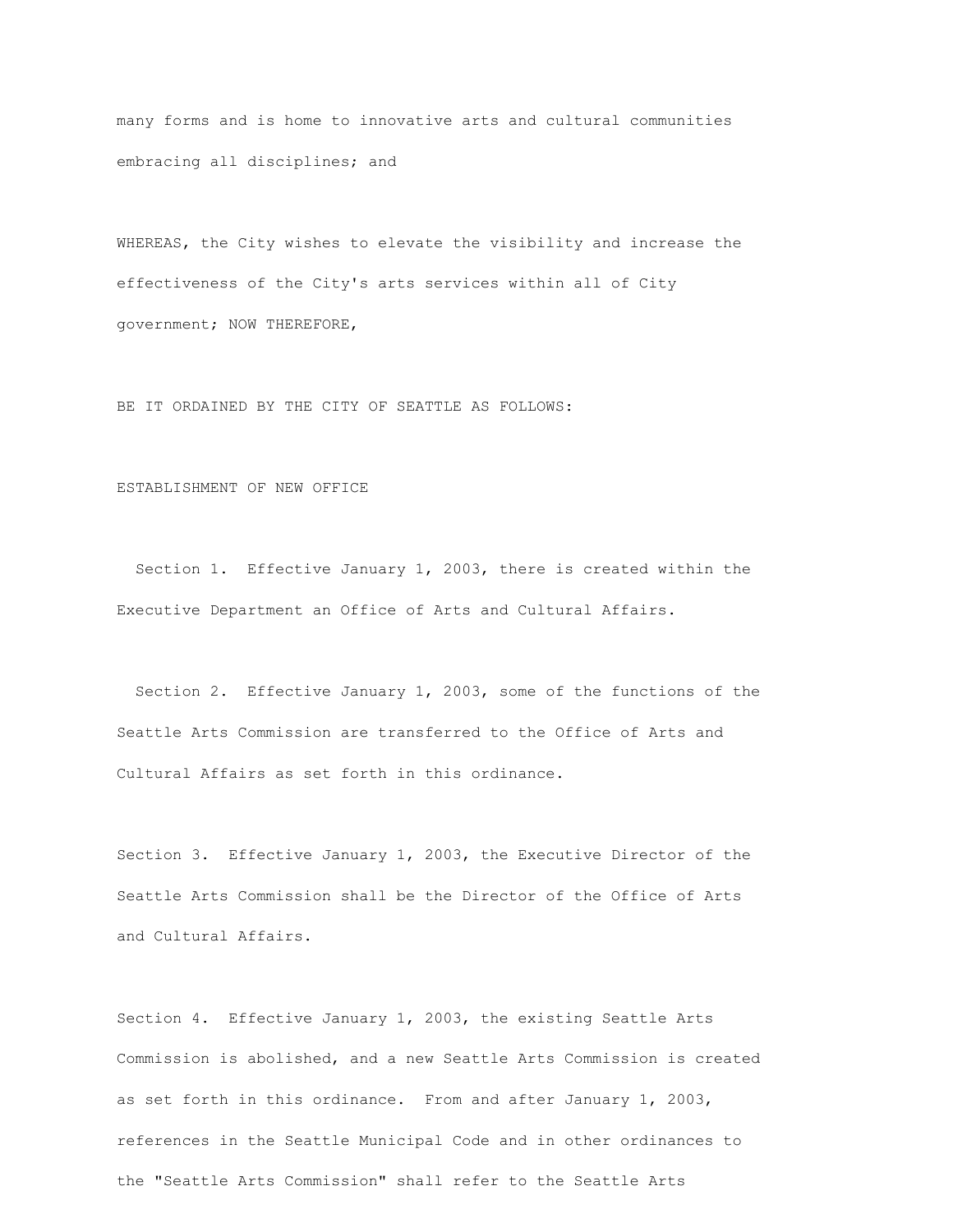many forms and is home to innovative arts and cultural communities embracing all disciplines; and

WHEREAS, the City wishes to elevate the visibility and increase the effectiveness of the City's arts services within all of City government; NOW THEREFORE,

BE IT ORDAINED BY THE CITY OF SEATTLE AS FOLLOWS:

ESTABLISHMENT OF NEW OFFICE

Section 1. Effective January 1, 2003, there is created within the Executive Department an Office of Arts and Cultural Affairs.

Section 2. Effective January 1, 2003, some of the functions of the Seattle Arts Commission are transferred to the Office of Arts and Cultural Affairs as set forth in this ordinance.

Section 3. Effective January 1, 2003, the Executive Director of the Seattle Arts Commission shall be the Director of the Office of Arts and Cultural Affairs.

Section 4. Effective January 1, 2003, the existing Seattle Arts Commission is abolished, and a new Seattle Arts Commission is created as set forth in this ordinance. From and after January 1, 2003, references in the Seattle Municipal Code and in other ordinances to the "Seattle Arts Commission" shall refer to the Seattle Arts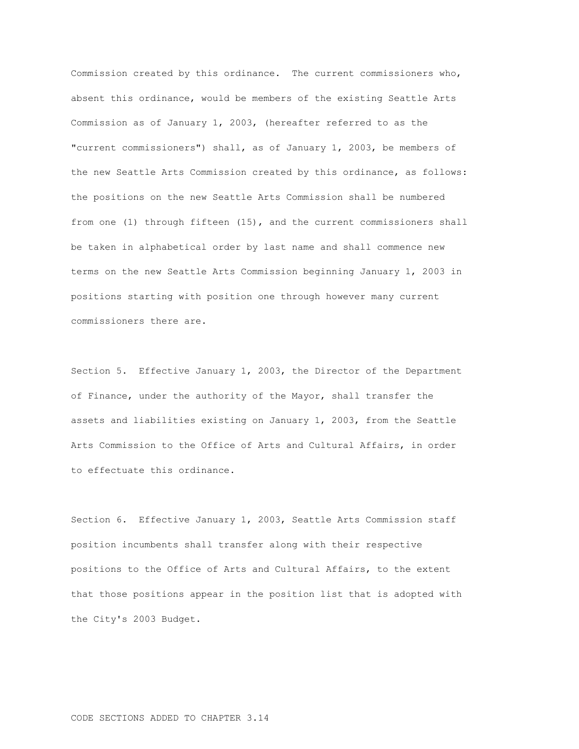Commission created by this ordinance. The current commissioners who, absent this ordinance, would be members of the existing Seattle Arts Commission as of January 1, 2003, (hereafter referred to as the "current commissioners") shall, as of January 1, 2003, be members of the new Seattle Arts Commission created by this ordinance, as follows: the positions on the new Seattle Arts Commission shall be numbered from one (1) through fifteen (15), and the current commissioners shall be taken in alphabetical order by last name and shall commence new terms on the new Seattle Arts Commission beginning January 1, 2003 in positions starting with position one through however many current commissioners there are.

Section 5. Effective January 1, 2003, the Director of the Department of Finance, under the authority of the Mayor, shall transfer the assets and liabilities existing on January 1, 2003, from the Seattle Arts Commission to the Office of Arts and Cultural Affairs, in order to effectuate this ordinance.

Section 6. Effective January 1, 2003, Seattle Arts Commission staff position incumbents shall transfer along with their respective positions to the Office of Arts and Cultural Affairs, to the extent that those positions appear in the position list that is adopted with the City's 2003 Budget.

CODE SECTIONS ADDED TO CHAPTER 3.14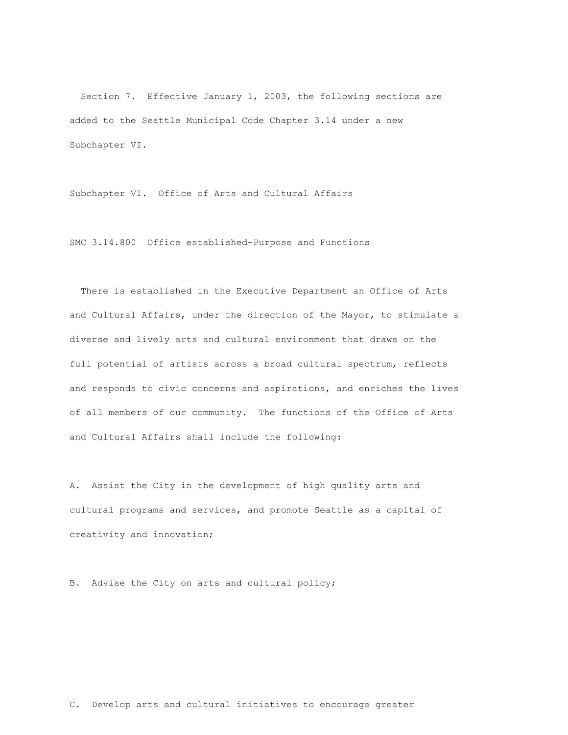Section 7. Effective January 1, 2003, the following sections are added to the Seattle Municipal Code Chapter 3.14 under a new Subchapter VI.

Subchapter VI. Office of Arts and Cultural Affairs

SMC 3.14.800 Office established-Purpose and Functions

There is established in the Executive Department an Office of Arts and Cultural Affairs, under the direction of the Mayor, to stimulate a diverse and lively arts and cultural environment that draws on the full potential of artists across a broad cultural spectrum, reflects and responds to civic concerns and aspirations, and enriches the lives of all members of our community. The functions of the Office of Arts and Cultural Affairs shall include the following:

A. Assist the City in the development of high quality arts and cultural programs and services, and promote Seattle as a capital of creativity and innovation;

B. Advise the City on arts and cultural policy;

C. Develop arts and cultural initiatives to encourage greater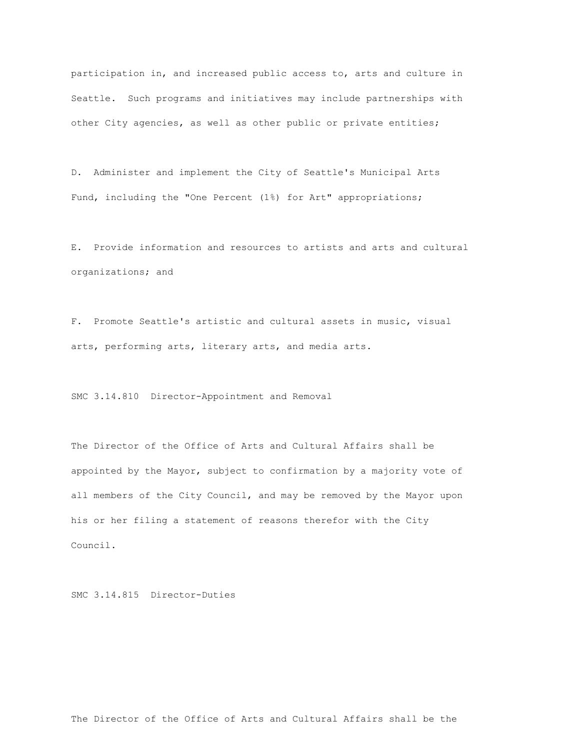participation in, and increased public access to, arts and culture in Seattle. Such programs and initiatives may include partnerships with other City agencies, as well as other public or private entities;

D. Administer and implement the City of Seattle's Municipal Arts Fund, including the "One Percent (1%) for Art" appropriations;

E. Provide information and resources to artists and arts and cultural organizations; and

F. Promote Seattle's artistic and cultural assets in music, visual arts, performing arts, literary arts, and media arts.

SMC 3.14.810 Director-Appointment and Removal

The Director of the Office of Arts and Cultural Affairs shall be appointed by the Mayor, subject to confirmation by a majority vote of all members of the City Council, and may be removed by the Mayor upon his or her filing a statement of reasons therefor with the City Council.

SMC 3.14.815 Director-Duties

The Director of the Office of Arts and Cultural Affairs shall be the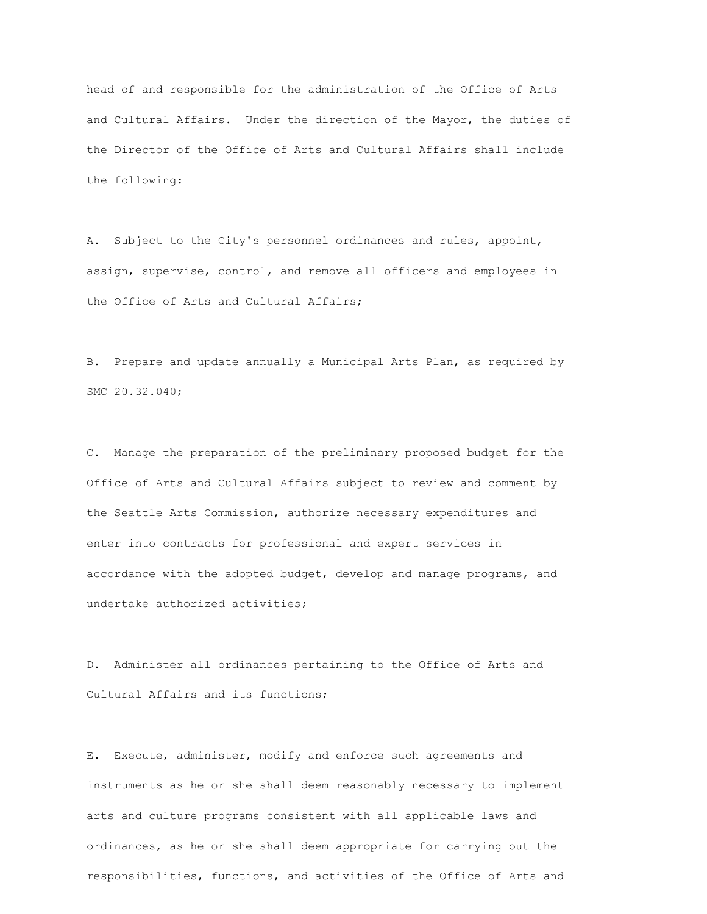head of and responsible for the administration of the Office of Arts and Cultural Affairs. Under the direction of the Mayor, the duties of the Director of the Office of Arts and Cultural Affairs shall include the following:

A. Subject to the City's personnel ordinances and rules, appoint, assign, supervise, control, and remove all officers and employees in the Office of Arts and Cultural Affairs;

B. Prepare and update annually a Municipal Arts Plan, as required by SMC 20.32.040;

C. Manage the preparation of the preliminary proposed budget for the Office of Arts and Cultural Affairs subject to review and comment by the Seattle Arts Commission, authorize necessary expenditures and enter into contracts for professional and expert services in accordance with the adopted budget, develop and manage programs, and undertake authorized activities;

D. Administer all ordinances pertaining to the Office of Arts and Cultural Affairs and its functions;

E. Execute, administer, modify and enforce such agreements and instruments as he or she shall deem reasonably necessary to implement arts and culture programs consistent with all applicable laws and ordinances, as he or she shall deem appropriate for carrying out the responsibilities, functions, and activities of the Office of Arts and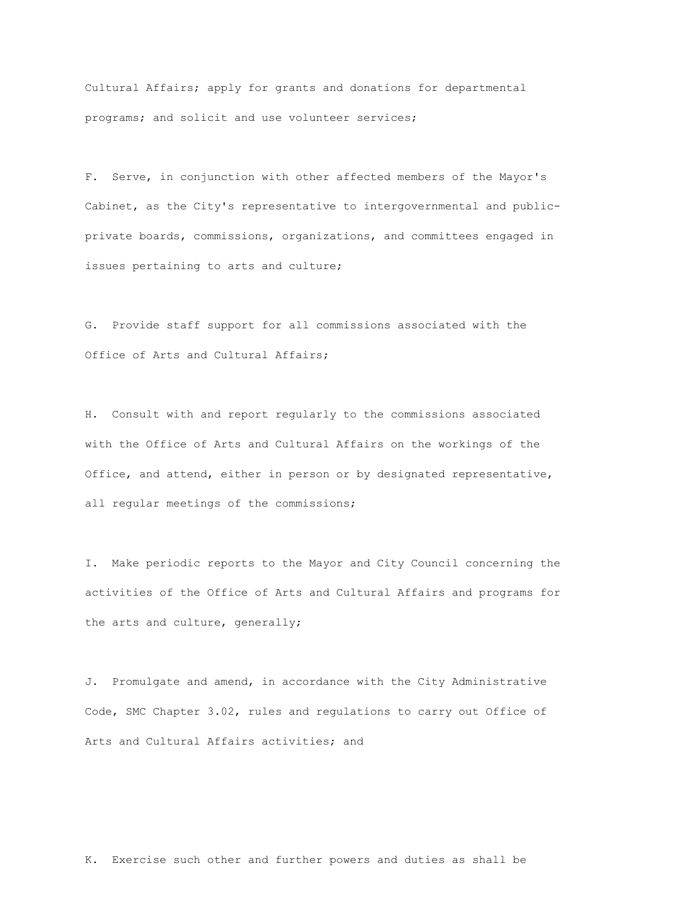Cultural Affairs; apply for grants and donations for departmental programs; and solicit and use volunteer services;

F. Serve, in conjunction with other affected members of the Mayor's Cabinet, as the City's representative to intergovernmental and public-private boards, commissions, organizations, and committees engaged in issues pertaining to arts and culture;

G. Provide staff support for all commissions associated with the Office of Arts and Cultural Affairs;

H. Consult with and report regularly to the commissions associated with the Office of Arts and Cultural Affairs on the workings of the Office, and attend, either in person or by designated representative, all regular meetings of the commissions;

I. Make periodic reports to the Mayor and City Council concerning the activities of the Office of Arts and Cultural Affairs and programs for the arts and culture, generally;

J. Promulgate and amend, in accordance with the City Administrative Code, SMC Chapter 3.02, rules and regulations to carry out Office of Arts and Cultural Affairs activities; and

K. Exercise such other and further powers and duties as shall be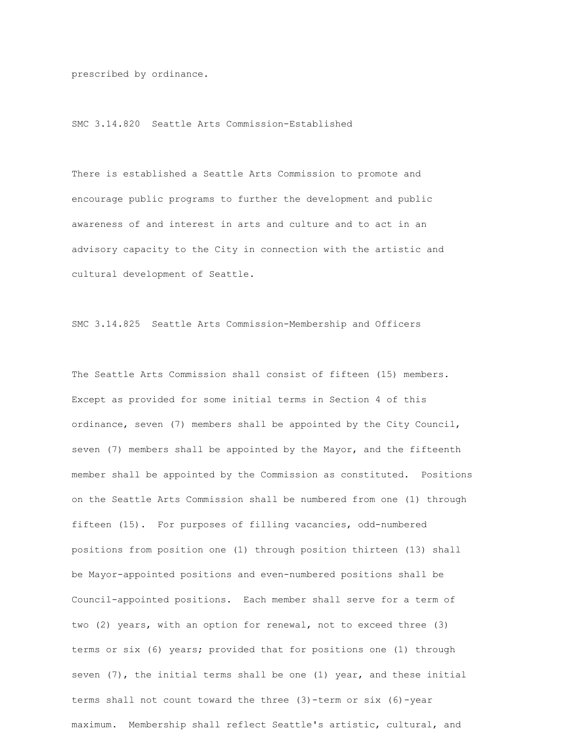prescribed by ordinance.

SMC 3.14.820 Seattle Arts Commission-Established

There is established a Seattle Arts Commission to promote and encourage public programs to further the development and public awareness of and interest in arts and culture and to act in an advisory capacity to the City in connection with the artistic and cultural development of Seattle.

SMC 3.14.825 Seattle Arts Commission-Membership and Officers

The Seattle Arts Commission shall consist of fifteen (15) members. Except as provided for some initial terms in Section 4 of this ordinance, seven (7) members shall be appointed by the City Council, seven (7) members shall be appointed by the Mayor, and the fifteenth member shall be appointed by the Commission as constituted. Positions on the Seattle Arts Commission shall be numbered from one (1) through fifteen (15). For purposes of filling vacancies, odd-numbered positions from position one (1) through position thirteen (13) shall be Mayor-appointed positions and even-numbered positions shall be Council-appointed positions. Each member shall serve for a term of two (2) years, with an option for renewal, not to exceed three (3) terms or six (6) years; provided that for positions one (1) through seven (7), the initial terms shall be one (1) year, and these initial terms shall not count toward the three (3)-term or six (6)-year maximum. Membership shall reflect Seattle's artistic, cultural, and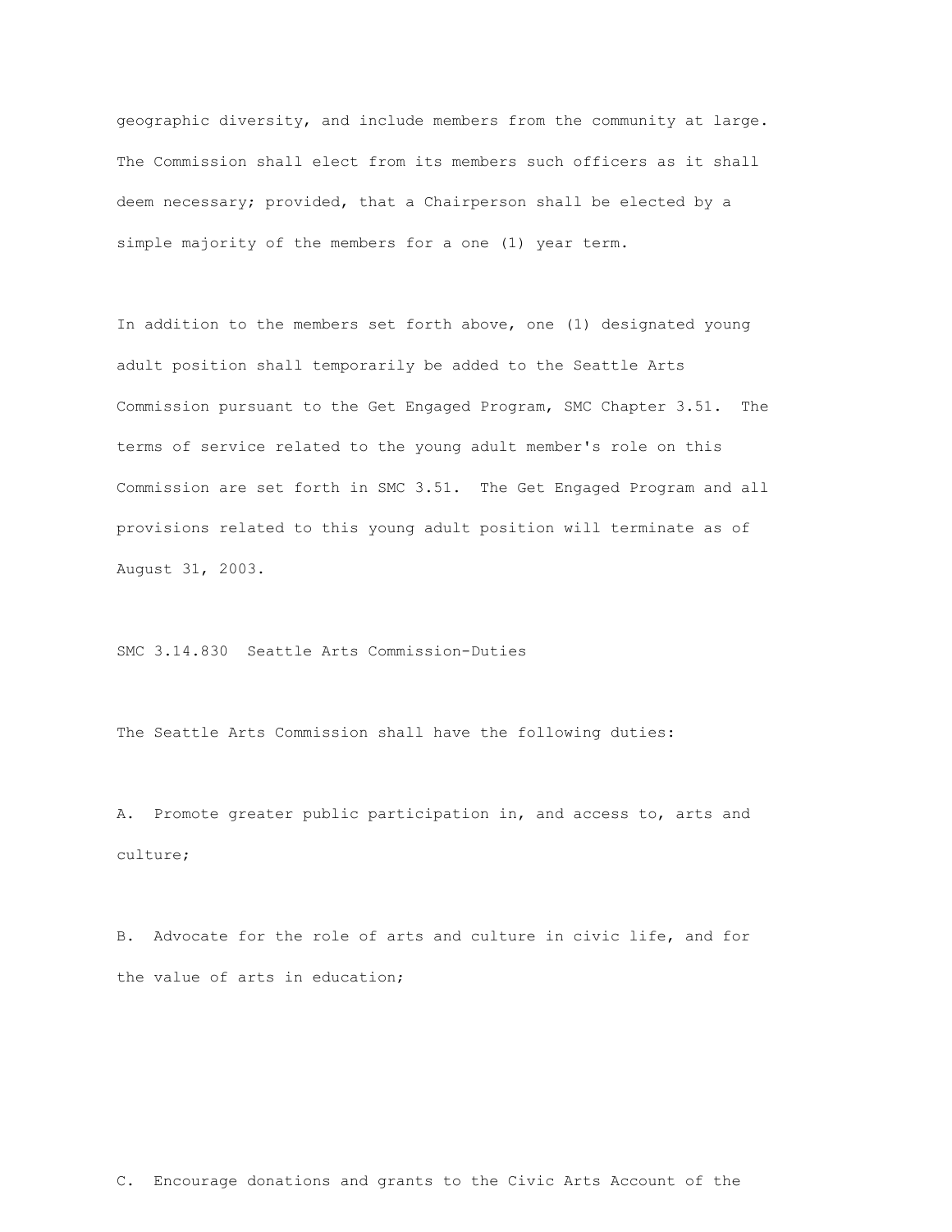geographic diversity, and include members from the community at large. The Commission shall elect from its members such officers as it shall deem necessary; provided, that a Chairperson shall be elected by a simple majority of the members for a one (1) year term.

In addition to the members set forth above, one (1) designated young adult position shall temporarily be added to the Seattle Arts Commission pursuant to the Get Engaged Program, SMC Chapter 3.51. The terms of service related to the young adult member's role on this Commission are set forth in SMC 3.51. The Get Engaged Program and all provisions related to this young adult position will terminate as of August 31, 2003.

SMC 3.14.830 Seattle Arts Commission-Duties

The Seattle Arts Commission shall have the following duties:

A. Promote greater public participation in, and access to, arts and culture;

B. Advocate for the role of arts and culture in civic life, and for the value of arts in education;

C. Encourage donations and grants to the Civic Arts Account of the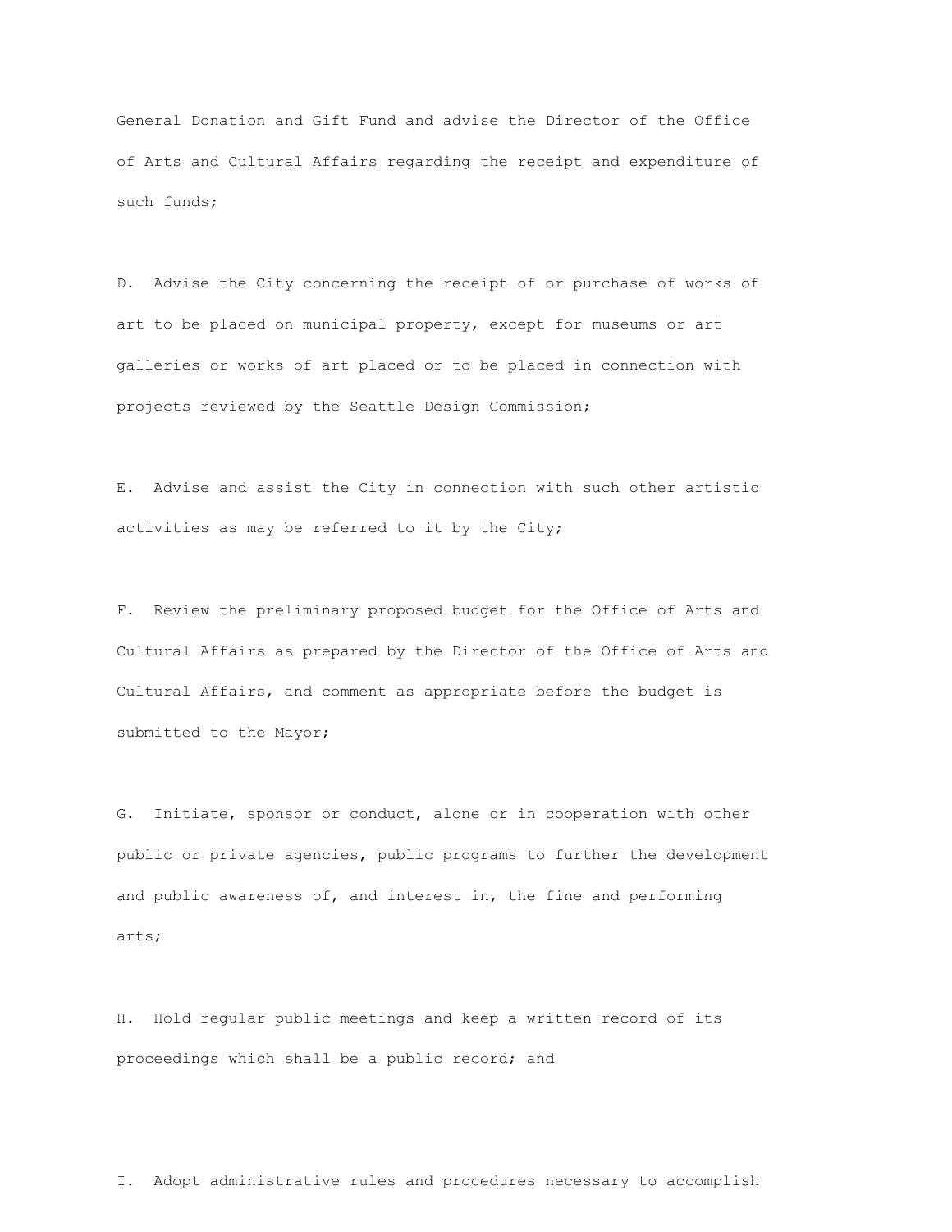General Donation and Gift Fund and advise the Director of the Office of Arts and Cultural Affairs regarding the receipt and expenditure of such funds;

D. Advise the City concerning the receipt of or purchase of works of art to be placed on municipal property, except for museums or art galleries or works of art placed or to be placed in connection with projects reviewed by the Seattle Design Commission;

E. Advise and assist the City in connection with such other artistic activities as may be referred to it by the City;

F. Review the preliminary proposed budget for the Office of Arts and Cultural Affairs as prepared by the Director of the Office of Arts and Cultural Affairs, and comment as appropriate before the budget is submitted to the Mayor;

G. Initiate, sponsor or conduct, alone or in cooperation with other public or private agencies, public programs to further the development and public awareness of, and interest in, the fine and performing arts;

H. Hold regular public meetings and keep a written record of its proceedings which shall be a public record; and

I. Adopt administrative rules and procedures necessary to accomplish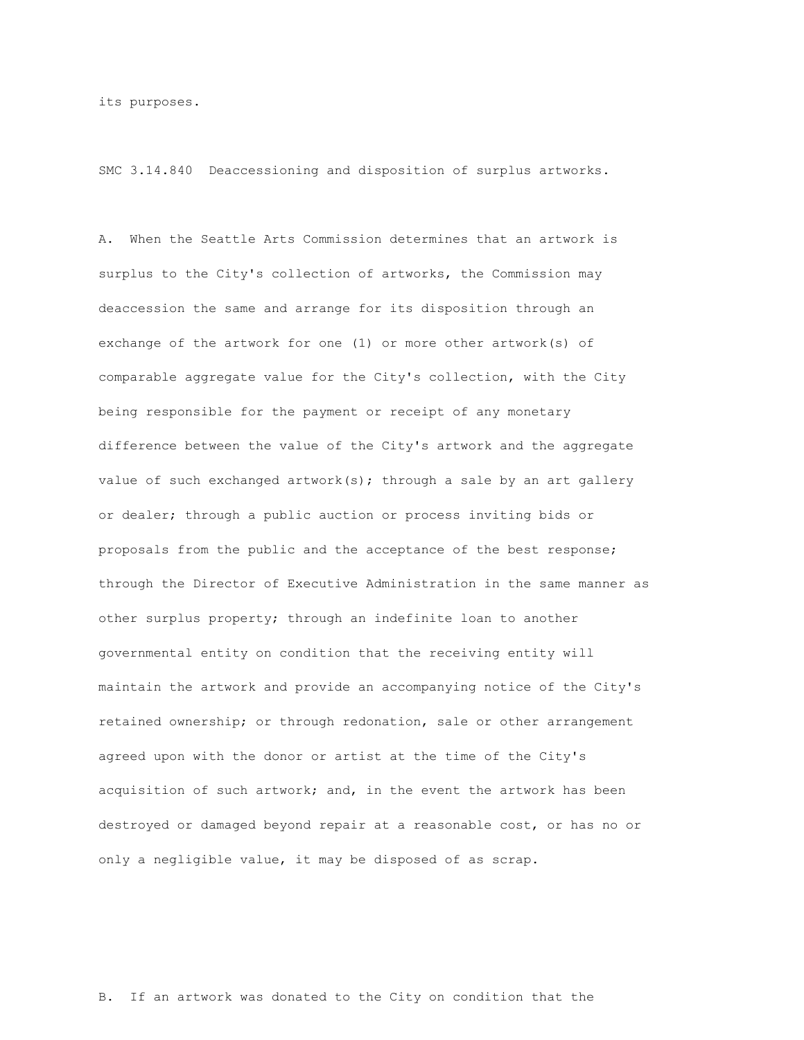its purposes.

SMC 3.14.840 Deaccessioning and disposition of surplus artworks.

A. When the Seattle Arts Commission determines that an artwork is surplus to the City's collection of artworks, the Commission may deaccession the same and arrange for its disposition through an exchange of the artwork for one (1) or more other artwork(s) of comparable aggregate value for the City's collection, with the City being responsible for the payment or receipt of any monetary difference between the value of the City's artwork and the aggregate value of such exchanged artwork(s); through a sale by an art gallery or dealer; through a public auction or process inviting bids or proposals from the public and the acceptance of the best response; through the Director of Executive Administration in the same manner as other surplus property; through an indefinite loan to another governmental entity on condition that the receiving entity will maintain the artwork and provide an accompanying notice of the City's retained ownership; or through redonation, sale or other arrangement agreed upon with the donor or artist at the time of the City's acquisition of such artwork; and, in the event the artwork has been destroyed or damaged beyond repair at a reasonable cost, or has no or only a negligible value, it may be disposed of as scrap.

B. If an artwork was donated to the City on condition that the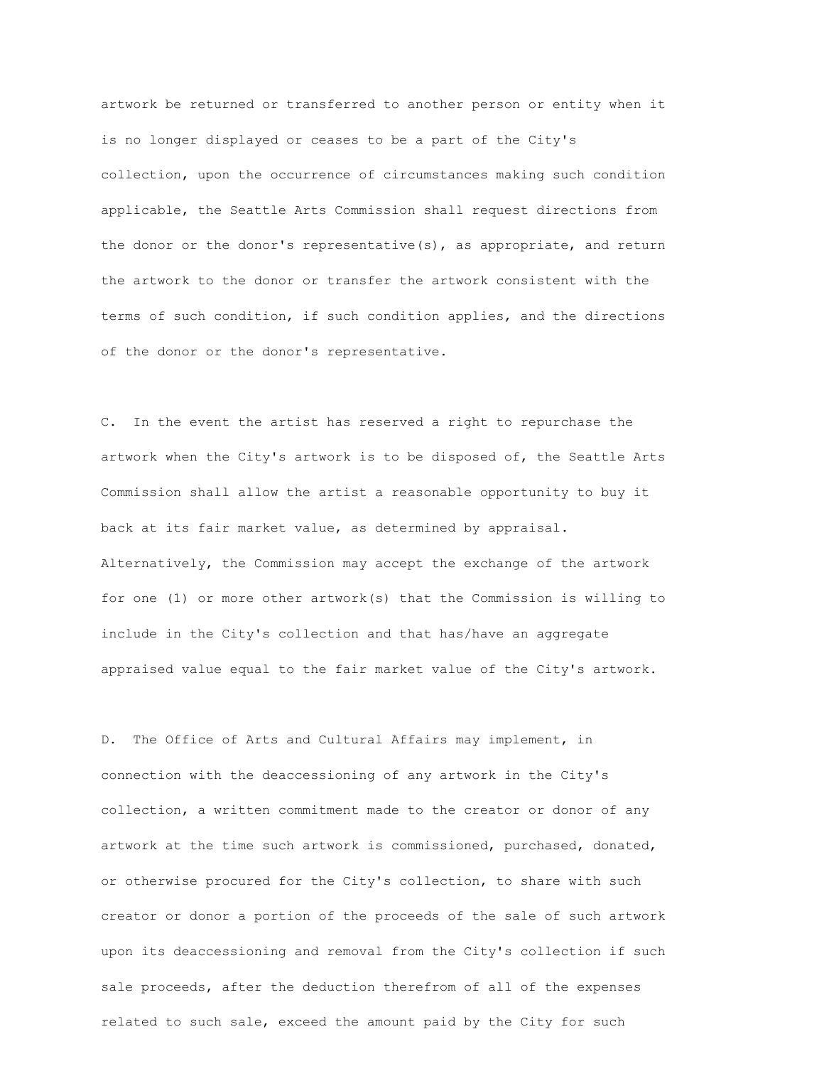artwork be returned or transferred to another person or entity when it is no longer displayed or ceases to be a part of the City's collection, upon the occurrence of circumstances making such condition applicable, the Seattle Arts Commission shall request directions from the donor or the donor's representative(s), as appropriate, and return the artwork to the donor or transfer the artwork consistent with the terms of such condition, if such condition applies, and the directions of the donor or the donor's representative.

C. In the event the artist has reserved a right to repurchase the artwork when the City's artwork is to be disposed of, the Seattle Arts Commission shall allow the artist a reasonable opportunity to buy it back at its fair market value, as determined by appraisal. Alternatively, the Commission may accept the exchange of the artwork for one (1) or more other artwork(s) that the Commission is willing to include in the City's collection and that has/have an aggregate appraised value equal to the fair market value of the City's artwork.

D. The Office of Arts and Cultural Affairs may implement, in connection with the deaccessioning of any artwork in the City's collection, a written commitment made to the creator or donor of any artwork at the time such artwork is commissioned, purchased, donated, or otherwise procured for the City's collection, to share with such creator or donor a portion of the proceeds of the sale of such artwork upon its deaccessioning and removal from the City's collection if such sale proceeds, after the deduction therefrom of all of the expenses related to such sale, exceed the amount paid by the City for such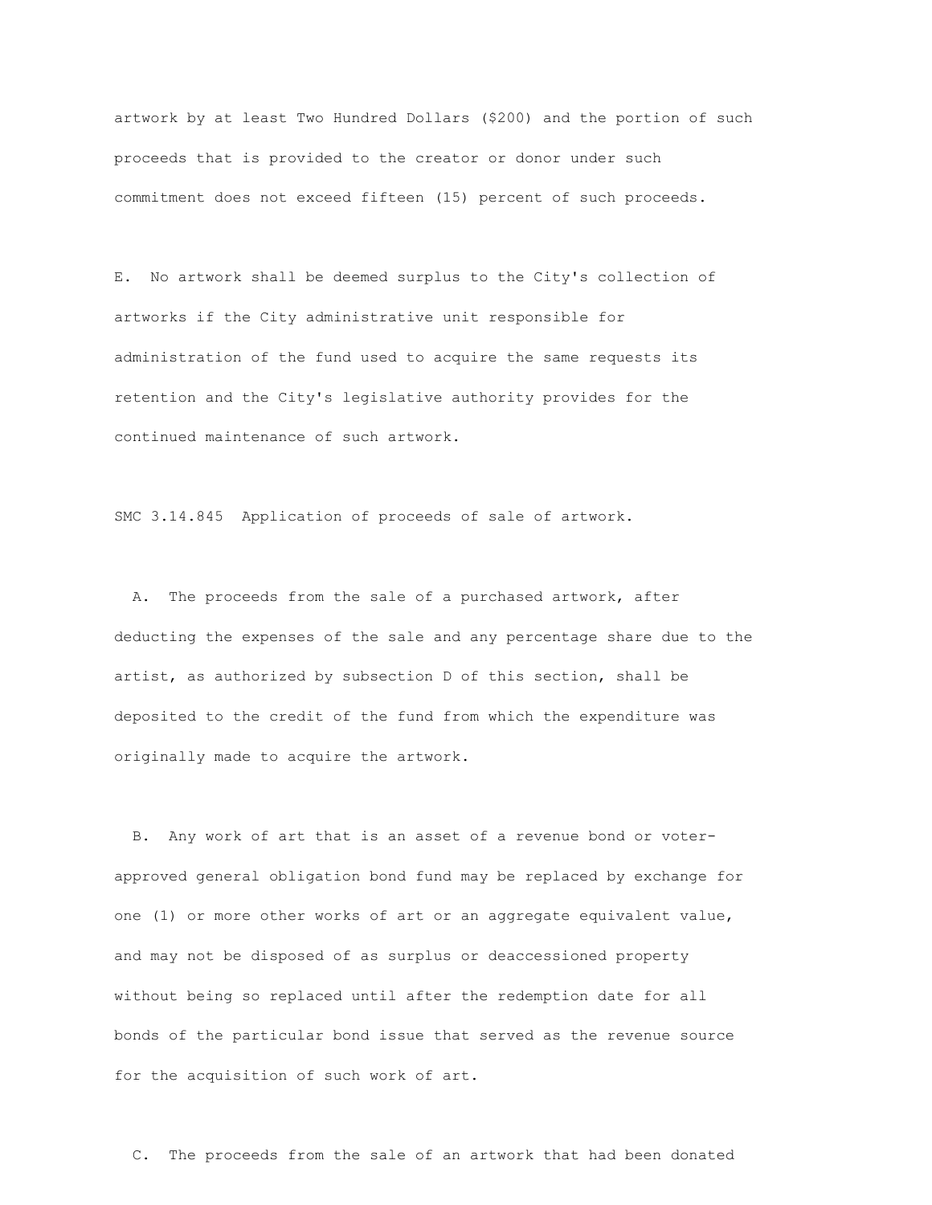artwork by at least Two Hundred Dollars ($200) and the portion of such proceeds that is provided to the creator or donor under such commitment does not exceed fifteen (15) percent of such proceeds.

E. No artwork shall be deemed surplus to the City's collection of artworks if the City administrative unit responsible for administration of the fund used to acquire the same requests its retention and the City's legislative authority provides for the continued maintenance of such artwork.

SMC 3.14.845 Application of proceeds of sale of artwork.

A. The proceeds from the sale of a purchased artwork, after deducting the expenses of the sale and any percentage share due to the artist, as authorized by subsection D of this section, shall be deposited to the credit of the fund from which the expenditure was originally made to acquire the artwork.

B. Any work of art that is an asset of a revenue bond or voter-approved general obligation bond fund may be replaced by exchange for one (1) or more other works of art or an aggregate equivalent value, and may not be disposed of as surplus or deaccessioned property without being so replaced until after the redemption date for all bonds of the particular bond issue that served as the revenue source for the acquisition of such work of art.

C. The proceeds from the sale of an artwork that had been donated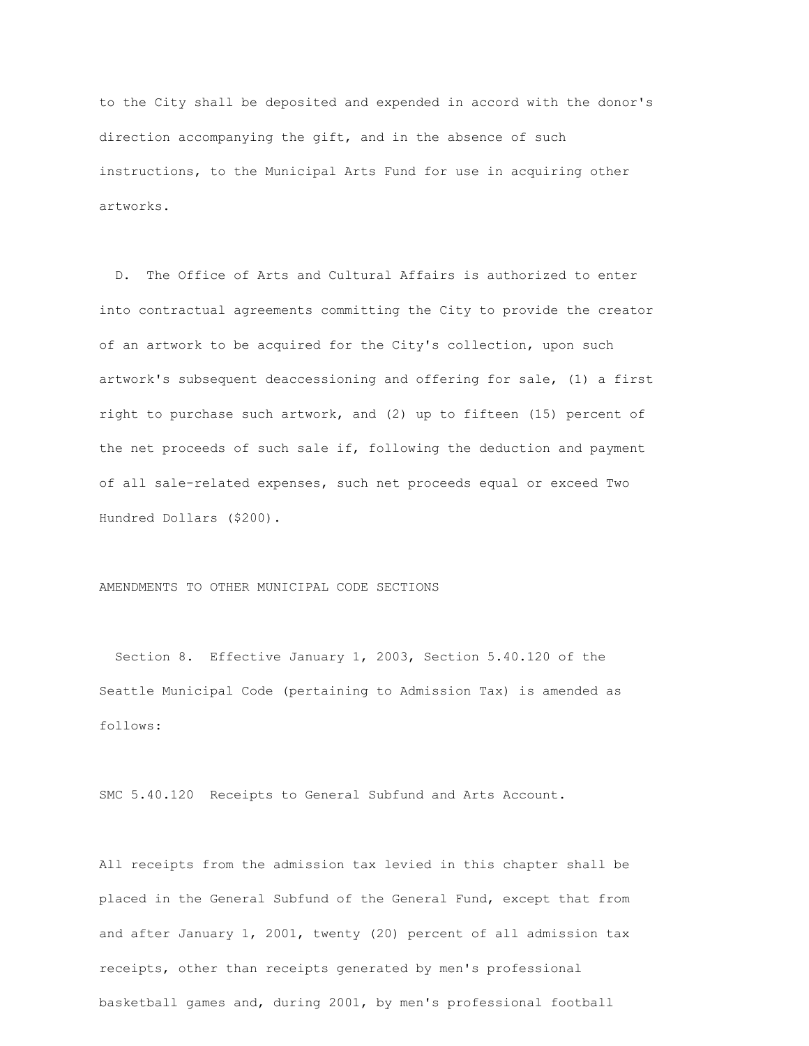to the City shall be deposited and expended in accord with the donor's direction accompanying the gift, and in the absence of such instructions, to the Municipal Arts Fund for use in acquiring other artworks.

D. The Office of Arts and Cultural Affairs is authorized to enter into contractual agreements committing the City to provide the creator of an artwork to be acquired for the City's collection, upon such artwork's subsequent deaccessioning and offering for sale, (1) a first right to purchase such artwork, and (2) up to fifteen (15) percent of the net proceeds of such sale if, following the deduction and payment of all sale-related expenses, such net proceeds equal or exceed Two Hundred Dollars ($200).

AMENDMENTS TO OTHER MUNICIPAL CODE SECTIONS

Section 8. Effective January 1, 2003, Section 5.40.120 of the Seattle Municipal Code (pertaining to Admission Tax) is amended as follows:

SMC 5.40.120 Receipts to General Subfund and Arts Account.

All receipts from the admission tax levied in this chapter shall be placed in the General Subfund of the General Fund, except that from and after January 1, 2001, twenty (20) percent of all admission tax receipts, other than receipts generated by men's professional basketball games and, during 2001, by men's professional football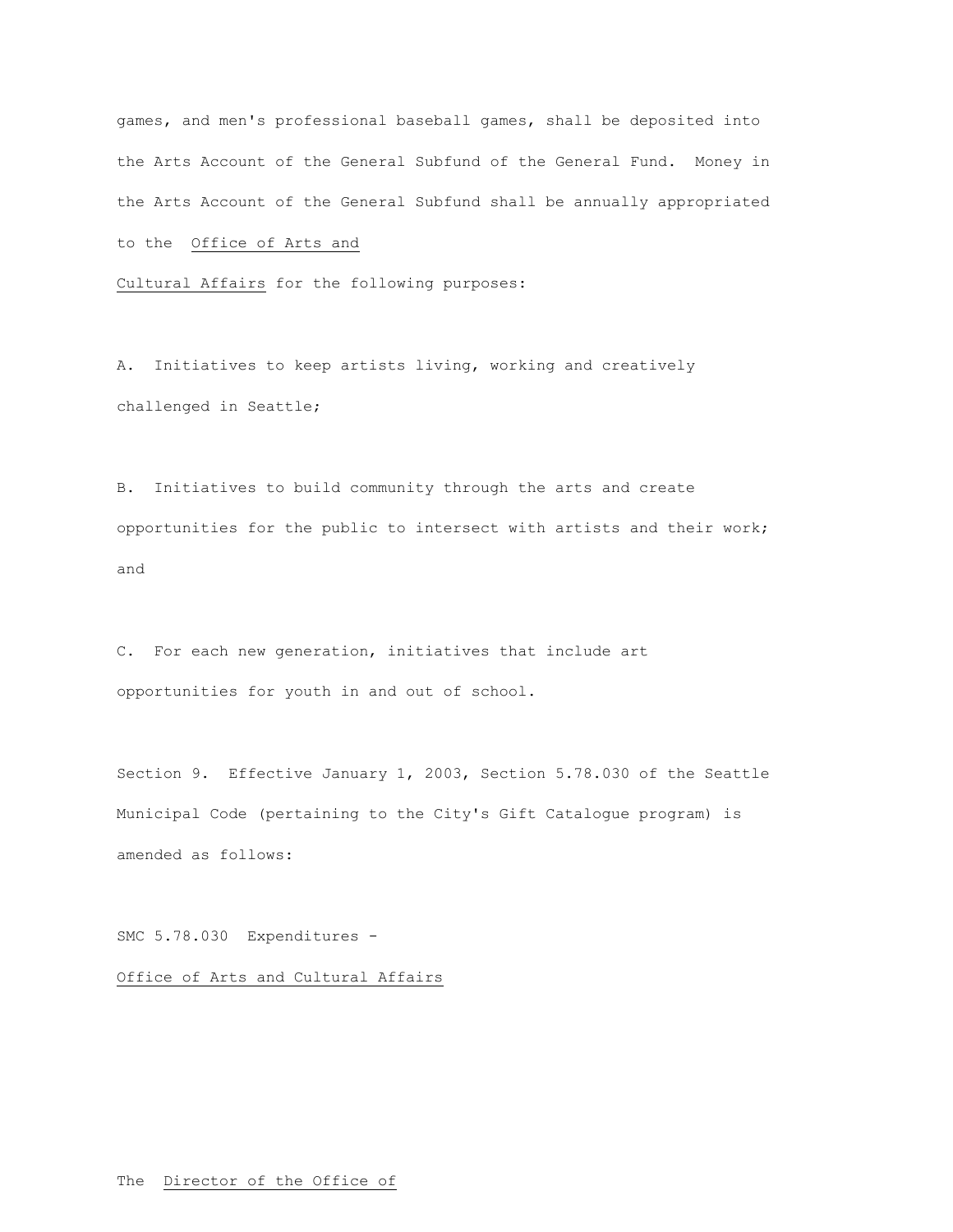games, and men's professional baseball games, shall be deposited into the Arts Account of the General Subfund of the General Fund. Money in the Arts Account of the General Subfund shall be annually appropriated to the Office of Arts and Cultural Affairs for the following purposes:

A. Initiatives to keep artists living, working and creatively challenged in Seattle;

B. Initiatives to build community through the arts and create opportunities for the public to intersect with artists and their work; and

C. For each new generation, initiatives that include art opportunities for youth in and out of school.

Section 9. Effective January 1, 2003, Section 5.78.030 of the Seattle Municipal Code (pertaining to the City's Gift Catalogue program) is amended as follows:

SMC 5.78.030 Expenditures - Office of Arts and Cultural Affairs

The Director of the Office of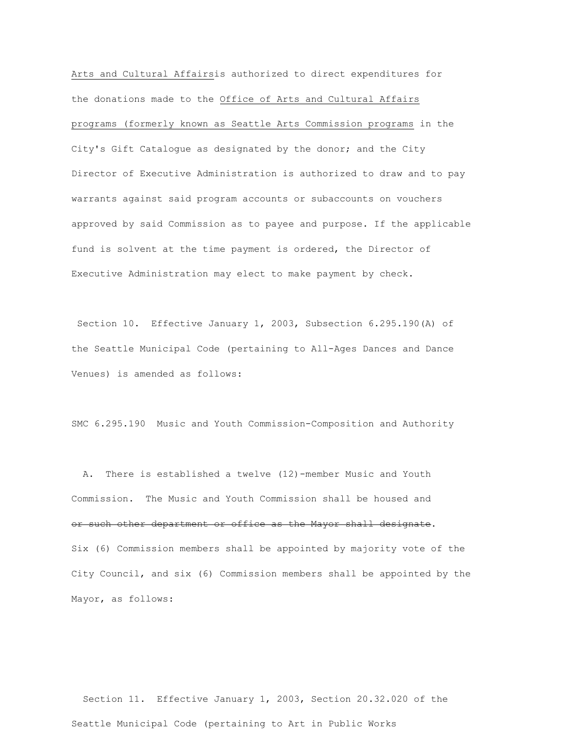<u>Arts and Cultural Affairs</u>is authorized to direct expenditures for the donations made to the <u>Office of Arts and Cultural Affairs programs (formerly known as Seattle Arts Commission programs</u> in the City's Gift Catalogue as designated by the donor; and the City Director of Executive Administration is authorized to draw and to pay warrants against said program accounts or subaccounts on vouchers approved by said Commission as to payee and purpose. If the applicable fund is solvent at the time payment is ordered, the Director of Executive Administration may elect to make payment by check.

Section 10. Effective January 1, 2003, Subsection 6.295.190(A) of the Seattle Municipal Code (pertaining to All-Ages Dances and Dance Venues) is amended as follows:

SMC 6.295.190 Music and Youth Commission-Composition and Authority

A. There is established a twelve (12)-member Music and Youth Commission. The Music and Youth Commission shall be housed and ~~or such other department or office as the Mayor shall designate~~. Six (6) Commission members shall be appointed by majority vote of the City Council, and six (6) Commission members shall be appointed by the Mayor, as follows:

Section 11. Effective January 1, 2003, Section 20.32.020 of the Seattle Municipal Code (pertaining to Art in Public Works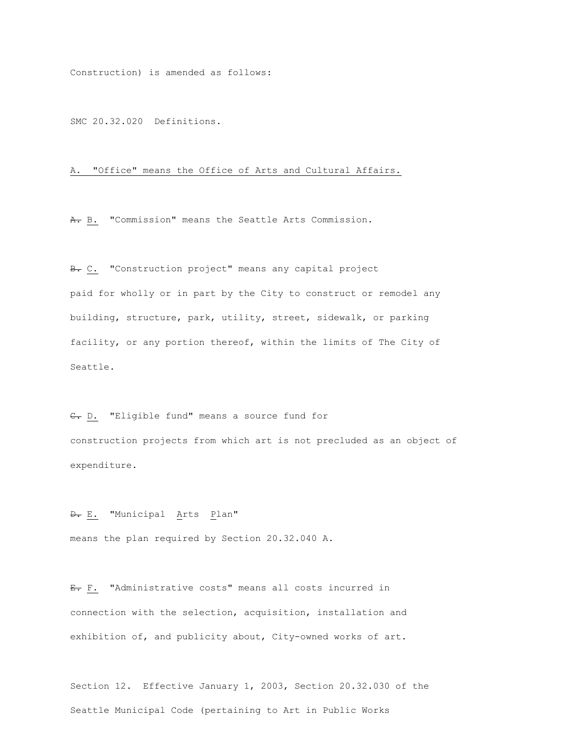Construction) is amended as follows:

SMC 20.32.020 Definitions.

<u>A. "Office" means the Office of Arts and Cultural Affairs.</u>

~~A.~~ <u>B.</u> "Commission" means the Seattle Arts Commission.

~~B.~~ <u>C.</u> "Construction project" means any capital project paid for wholly or in part by the City to construct or remodel any building, structure, park, utility, street, sidewalk, or parking facility, or any portion thereof, within the limits of The City of Seattle.

~~C.~~ <u>D.</u> "Eligible fund" means a source fund for construction projects from which art is not precluded as an object of expenditure.

~~D.~~ <u>E.</u> "Municipal <u>A</u>rts <u>P</u>lan" means the plan required by Section 20.32.040 A.

~~E.~~ <u>F.</u> "Administrative costs" means all costs incurred in connection with the selection, acquisition, installation and exhibition of, and publicity about, City-owned works of art.

Section 12. Effective January 1, 2003, Section 20.32.030 of the Seattle Municipal Code (pertaining to Art in Public Works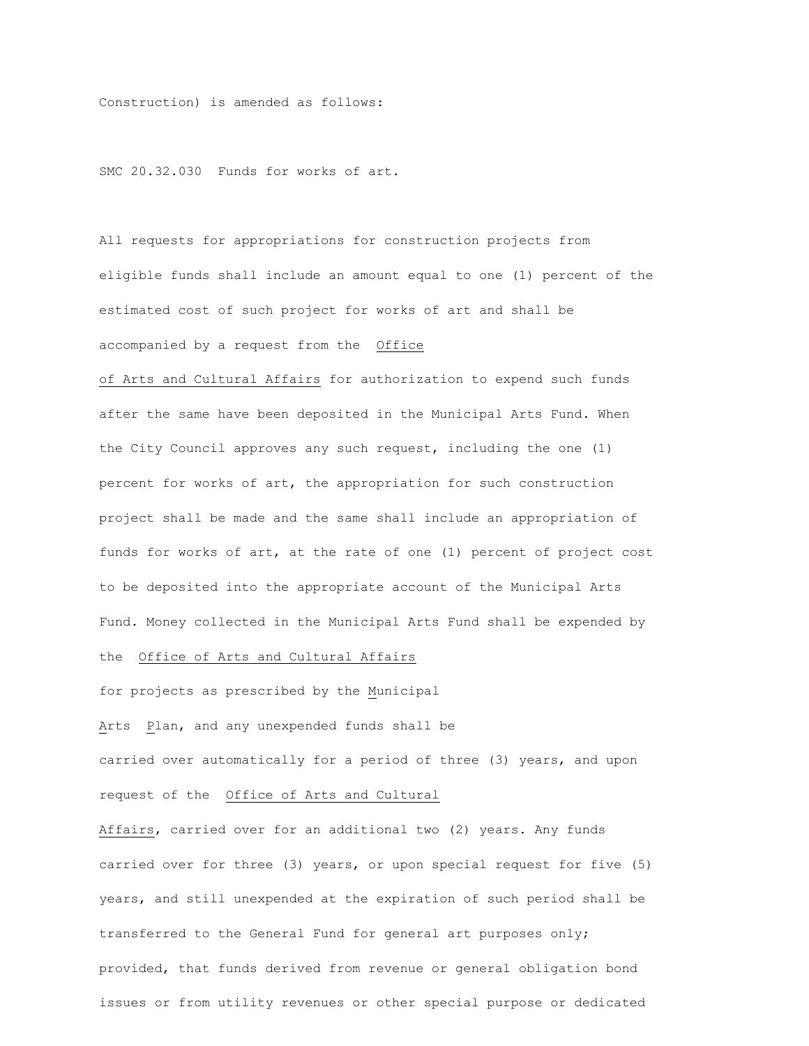Construction) is amended as follows:

SMC 20.32.030 Funds for works of art.

All requests for appropriations for construction projects from eligible funds shall include an amount equal to one (1) percent of the estimated cost of such project for works of art and shall be accompanied by a request from the Office of Arts and Cultural Affairs for authorization to expend such funds after the same have been deposited in the Municipal Arts Fund. When the City Council approves any such request, including the one (1) percent for works of art, the appropriation for such construction project shall be made and the same shall include an appropriation of funds for works of art, at the rate of one (1) percent of project cost to be deposited into the appropriate account of the Municipal Arts Fund. Money collected in the Municipal Arts Fund shall be expended by the Office of Arts and Cultural Affairs for projects as prescribed by the Municipal Arts Plan, and any unexpended funds shall be carried over automatically for a period of three (3) years, and upon request of the Office of Arts and Cultural Affairs, carried over for an additional two (2) years. Any funds carried over for three (3) years, or upon special request for five (5) years, and still unexpended at the expiration of such period shall be transferred to the General Fund for general art purposes only; provided, that funds derived from revenue or general obligation bond issues or from utility revenues or other special purpose or dedicated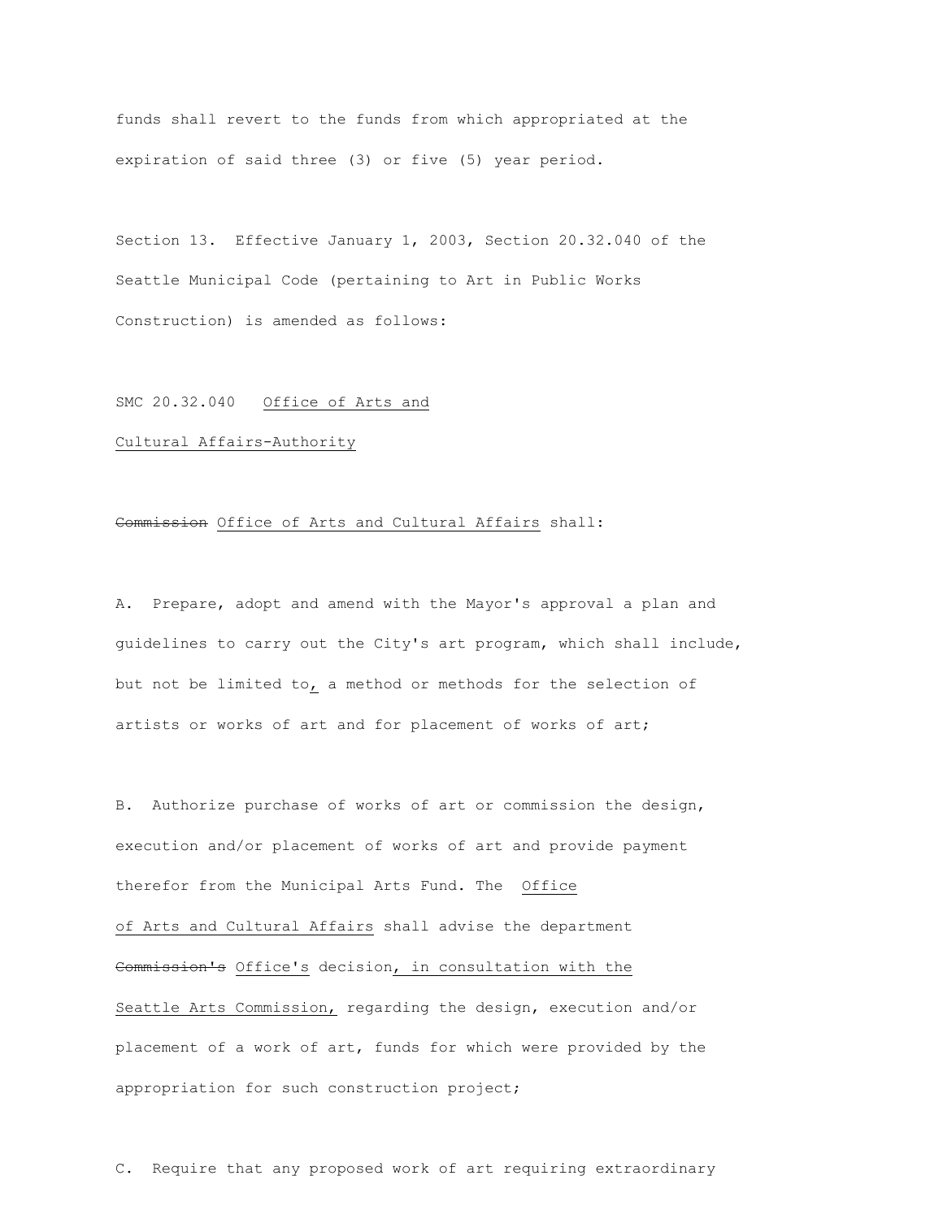funds shall revert to the funds from which appropriated at the expiration of said three (3) or five (5) year period.

Section 13. Effective January 1, 2003, Section 20.32.040 of the Seattle Municipal Code (pertaining to Art in Public Works Construction) is amended as follows:

SMC 20.32.040 <u>Office of Arts and Cultural Affairs-Authority</u>

~~Commission~~ <u>Office of Arts and Cultural Affairs</u> shall:

A. Prepare, adopt and amend with the Mayor's approval a plan and guidelines to carry out the City's art program, which shall include, but not be limited to<u>,</u> a method or methods for the selection of artists or works of art and for placement of works of art;

B. Authorize purchase of works of art or commission the design, execution and/or placement of works of art and provide payment therefor from the Municipal Arts Fund. The <u>Office of Arts and Cultural Affairs</u> shall advise the department ~~Commission's~~ <u>Office's</u> decision<u>, in consultation with the Seattle Arts Commission,</u> regarding the design, execution and/or placement of a work of art, funds for which were provided by the appropriation for such construction project;

C. Require that any proposed work of art requiring extraordinary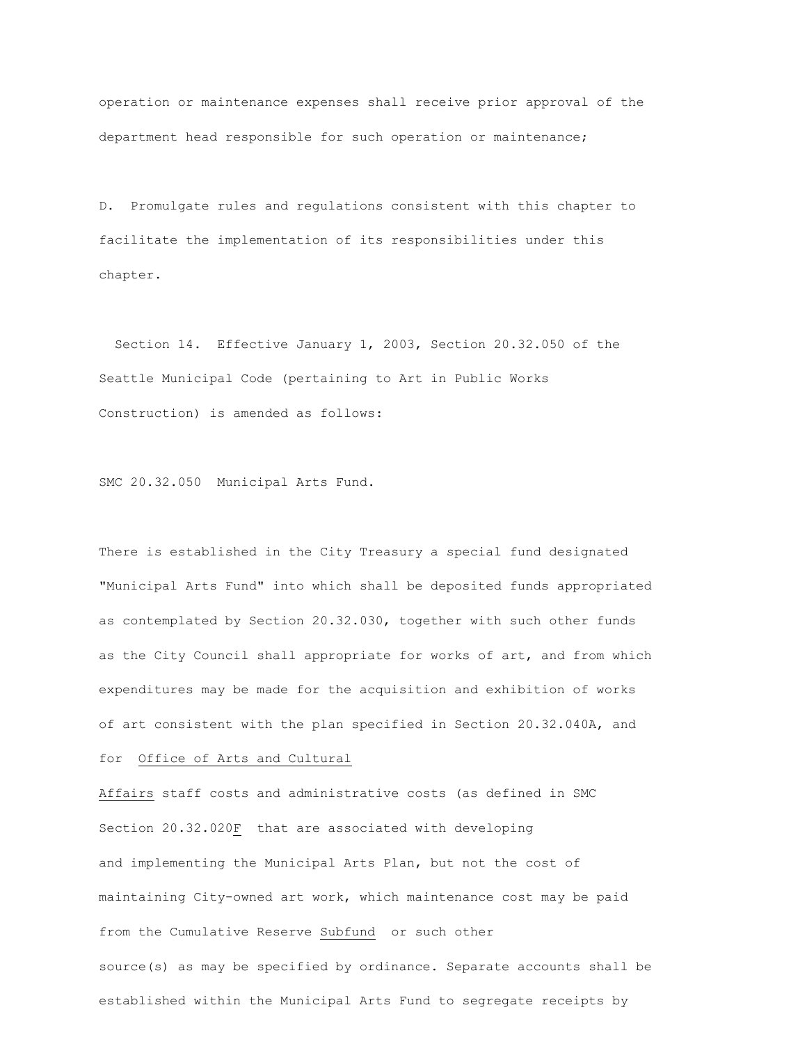operation or maintenance expenses shall receive prior approval of the department head responsible for such operation or maintenance;

D. Promulgate rules and regulations consistent with this chapter to facilitate the implementation of its responsibilities under this chapter.

Section 14. Effective January 1, 2003, Section 20.32.050 of the Seattle Municipal Code (pertaining to Art in Public Works Construction) is amended as follows:

SMC 20.32.050 Municipal Arts Fund.

There is established in the City Treasury a special fund designated "Municipal Arts Fund" into which shall be deposited funds appropriated as contemplated by Section 20.32.030, together with such other funds as the City Council shall appropriate for works of art, and from which expenditures may be made for the acquisition and exhibition of works of art consistent with the plan specified in Section 20.32.040A, and for Office of Arts and Cultural Affairs staff costs and administrative costs (as defined in SMC Section 20.32.020F that are associated with developing and implementing the Municipal Arts Plan, but not the cost of maintaining City-owned art work, which maintenance cost may be paid from the Cumulative Reserve Subfund or such other source(s) as may be specified by ordinance. Separate accounts shall be established within the Municipal Arts Fund to segregate receipts by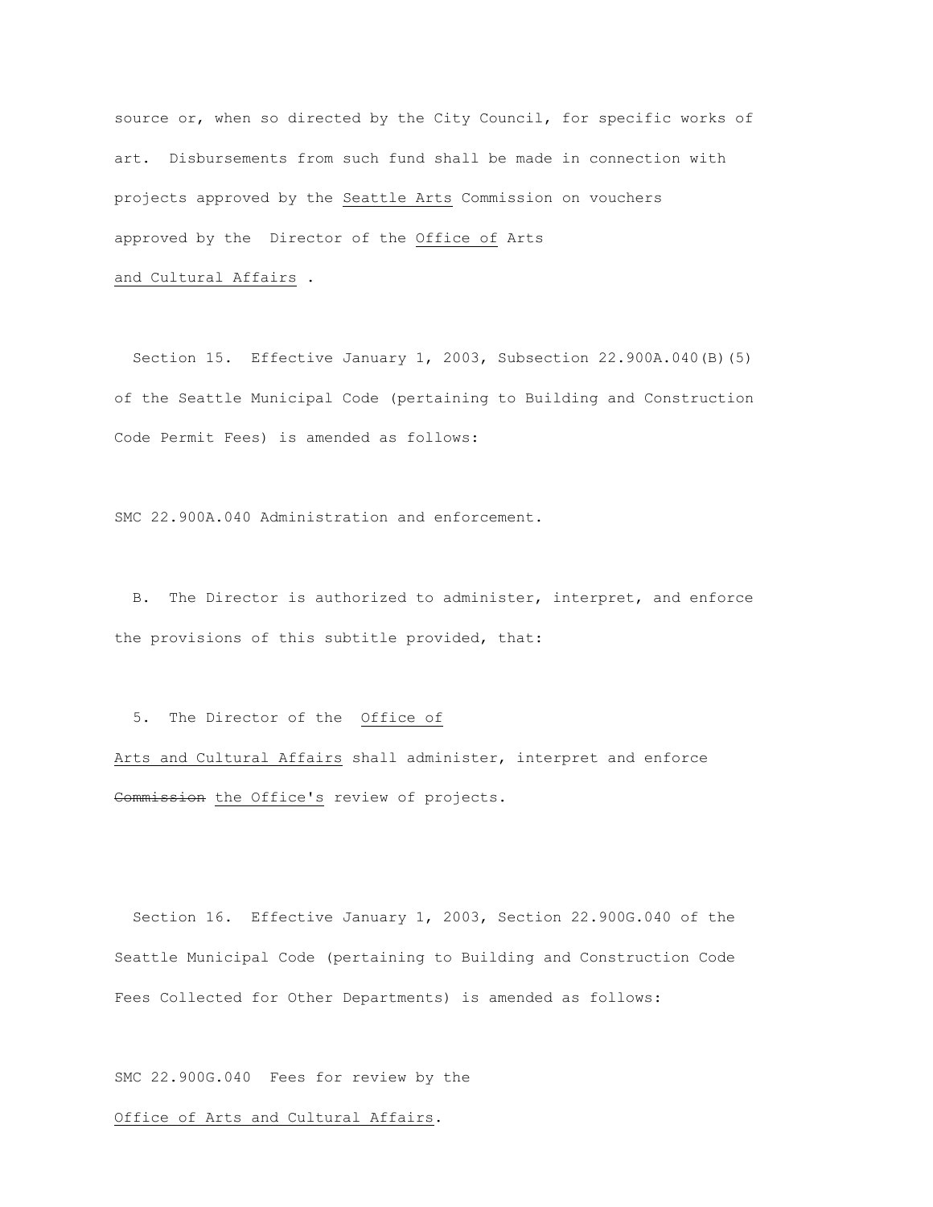source or, when so directed by the City Council, for specific works of art. Disbursements from such fund shall be made in connection with projects approved by the <u>Seattle Arts</u> Commission on vouchers approved by the Director of the <u>Office of</u> Arts <u>and Cultural Affairs</u> .

Section 15. Effective January 1, 2003, Subsection 22.900A.040(B)(5) of the Seattle Municipal Code (pertaining to Building and Construction Code Permit Fees) is amended as follows:

SMC 22.900A.040 Administration and enforcement.

B. The Director is authorized to administer, interpret, and enforce the provisions of this subtitle provided, that:

5. The Director of the <u>Office of Arts and Cultural Affairs</u> shall administer, interpret and enforce ~~Commission~~ <u>the Office's</u> review of projects.

Section 16. Effective January 1, 2003, Section 22.900G.040 of the Seattle Municipal Code (pertaining to Building and Construction Code Fees Collected for Other Departments) is amended as follows:

SMC 22.900G.040 Fees for review by the <u>Office of Arts and Cultural Affairs</u>.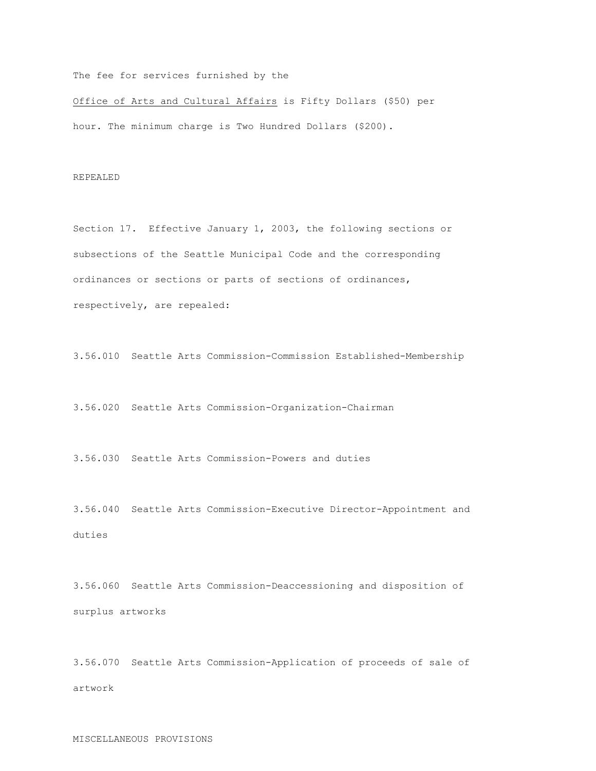The fee for services furnished by the

<u>Office of Arts and Cultural Affairs</u> is Fifty Dollars ($50) per hour. The minimum charge is Two Hundred Dollars ($200).

REPEALED

Section 17. Effective January 1, 2003, the following sections or subsections of the Seattle Municipal Code and the corresponding ordinances or sections or parts of sections of ordinances, respectively, are repealed:

3.56.010 Seattle Arts Commission-Commission Established-Membership

3.56.020 Seattle Arts Commission-Organization-Chairman

3.56.030 Seattle Arts Commission-Powers and duties

3.56.040 Seattle Arts Commission-Executive Director-Appointment and duties

3.56.060 Seattle Arts Commission-Deaccessioning and disposition of surplus artworks

3.56.070 Seattle Arts Commission-Application of proceeds of sale of artwork

MISCELLANEOUS PROVISIONS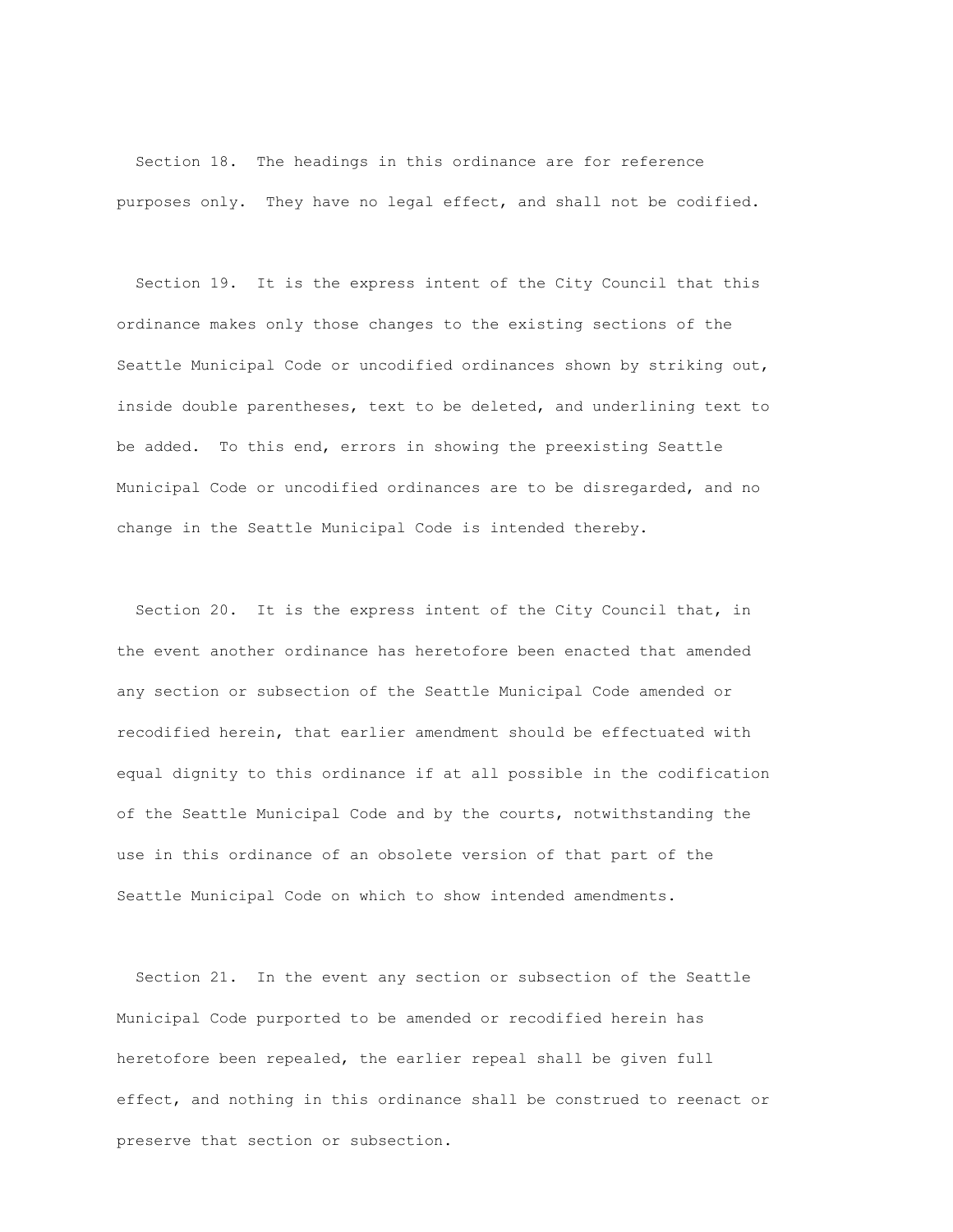Section 18. The headings in this ordinance are for reference purposes only. They have no legal effect, and shall not be codified.

Section 19. It is the express intent of the City Council that this ordinance makes only those changes to the existing sections of the Seattle Municipal Code or uncodified ordinances shown by striking out, inside double parentheses, text to be deleted, and underlining text to be added. To this end, errors in showing the preexisting Seattle Municipal Code or uncodified ordinances are to be disregarded, and no change in the Seattle Municipal Code is intended thereby.

Section 20. It is the express intent of the City Council that, in the event another ordinance has heretofore been enacted that amended any section or subsection of the Seattle Municipal Code amended or recodified herein, that earlier amendment should be effectuated with equal dignity to this ordinance if at all possible in the codification of the Seattle Municipal Code and by the courts, notwithstanding the use in this ordinance of an obsolete version of that part of the Seattle Municipal Code on which to show intended amendments.

Section 21. In the event any section or subsection of the Seattle Municipal Code purported to be amended or recodified herein has heretofore been repealed, the earlier repeal shall be given full effect, and nothing in this ordinance shall be construed to reenact or preserve that section or subsection.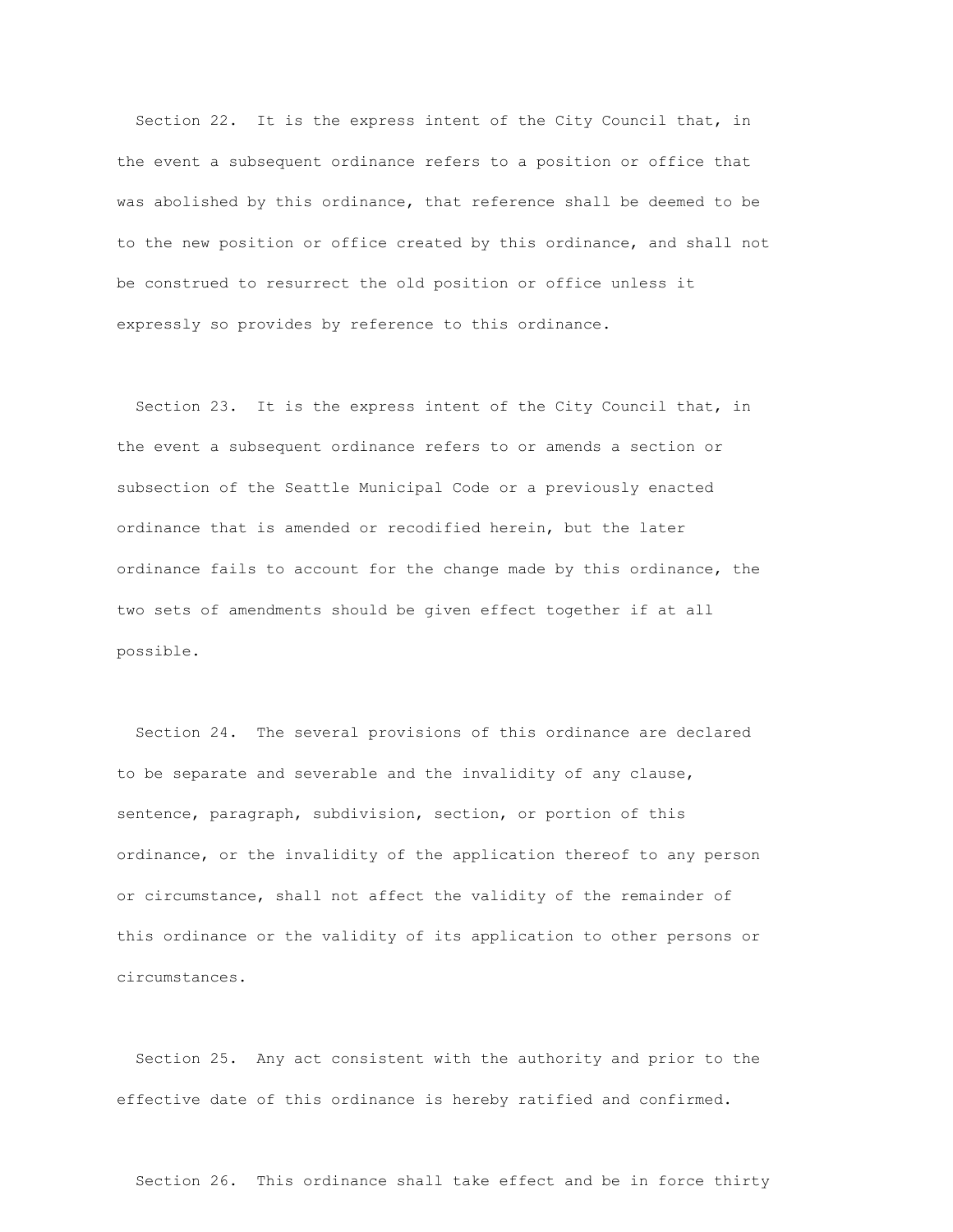Section 22. It is the express intent of the City Council that, in the event a subsequent ordinance refers to a position or office that was abolished by this ordinance, that reference shall be deemed to be to the new position or office created by this ordinance, and shall not be construed to resurrect the old position or office unless it expressly so provides by reference to this ordinance.

Section 23. It is the express intent of the City Council that, in the event a subsequent ordinance refers to or amends a section or subsection of the Seattle Municipal Code or a previously enacted ordinance that is amended or recodified herein, but the later ordinance fails to account for the change made by this ordinance, the two sets of amendments should be given effect together if at all possible.

Section 24. The several provisions of this ordinance are declared to be separate and severable and the invalidity of any clause, sentence, paragraph, subdivision, section, or portion of this ordinance, or the invalidity of the application thereof to any person or circumstance, shall not affect the validity of the remainder of this ordinance or the validity of its application to other persons or circumstances.

Section 25. Any act consistent with the authority and prior to the effective date of this ordinance is hereby ratified and confirmed.

Section 26. This ordinance shall take effect and be in force thirty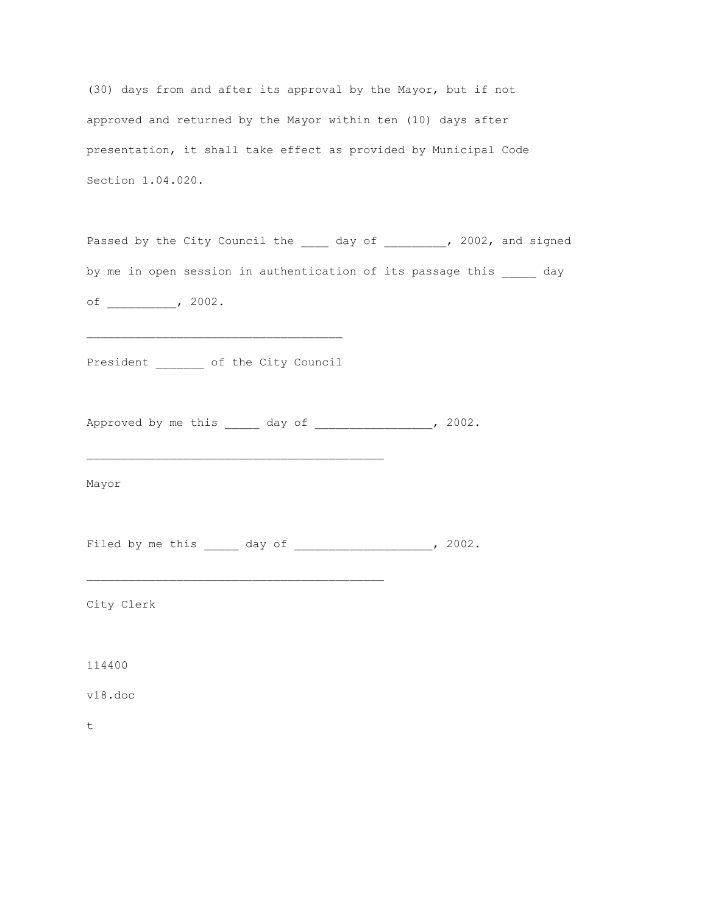(30) days from and after its approval by the Mayor, but if not approved and returned by the Mayor within ten (10) days after presentation, it shall take effect as provided by Municipal Code Section 1.04.020.

Passed by the City Council the ____ day of _________, 2002, and signed by me in open session in authentication of its passage this _____ day of __________, 2002.

_____________________________________

President _______ of the City Council

Approved by me this _____ day of _________________, 2002.

___________________________________________

Mayor

Filed by me this _____ day of ___________________, 2002.

___________________________________________

City Clerk

114400

v18.doc

t